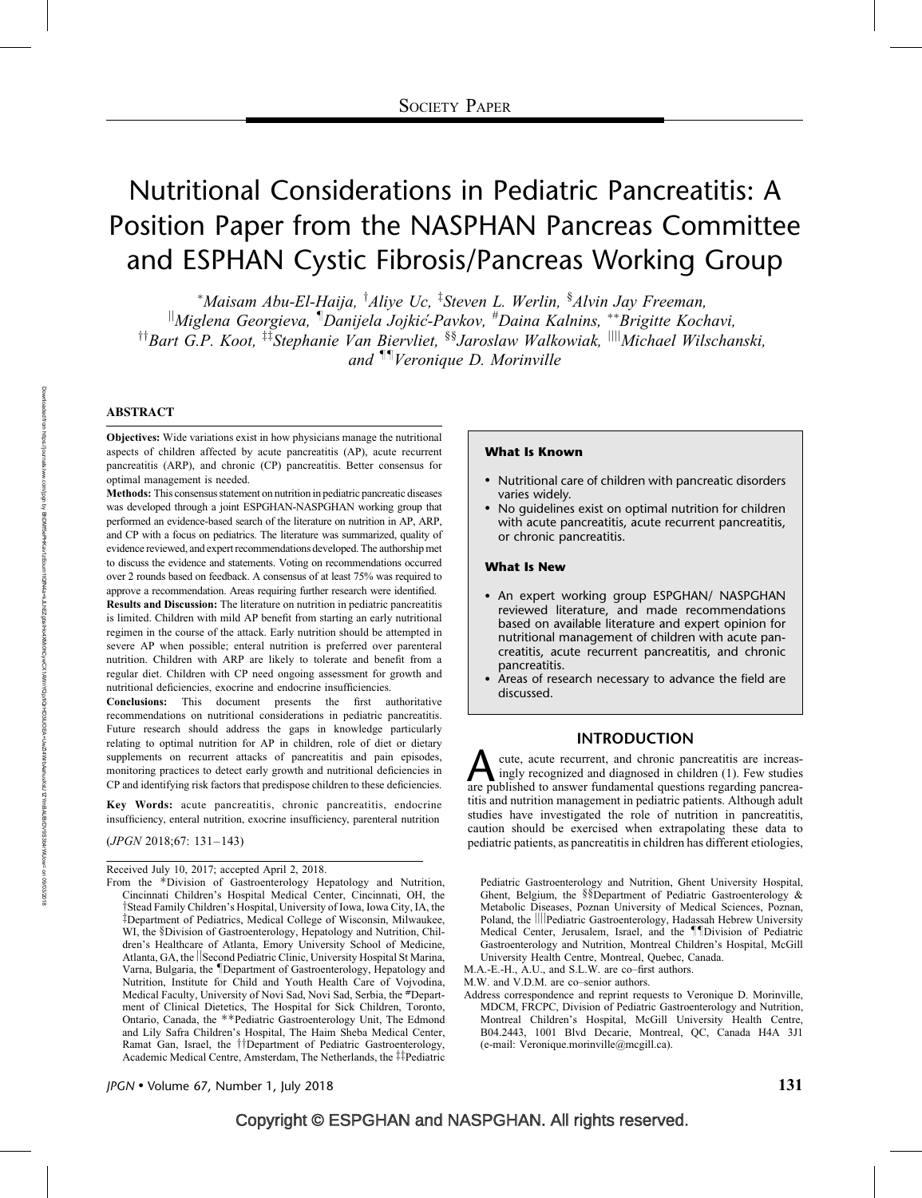Society Paper

# Nutritional Considerations in Pediatric Pancreatitis: A Position Paper from the NASPHAN Pancreas Committee and ESPHAN Cystic Fibrosis/Pancreas Working Group

[*]Maisam Abu-El-Haija, [†]Aliye Uc, [‡]Steven L. Werlin, [§]Alvin Jay Freeman, [||]Miglena Georgieva, [¶]Danijela Jojkić-Pavkov, [#]Daina Kalnins, [**]Brigitte Kochavi, [††]Bart G.P. Koot, [‡‡]Stephanie Van Biervliet, [§§]Jaroslaw Walkowiak, [||||]Michael Wilschanski, and [¶¶]Veronique D. Morinville

## ABSTRACT

**Objectives:** Wide variations exist in how physicians manage the nutritional aspects of children affected by acute pancreatitis (AP), acute recurrent pancreatitis (ARP), and chronic (CP) pancreatitis. Better consensus for optimal management is needed.

**Methods:** This consensus statement on nutrition in pediatric pancreatic diseases was developed through a joint ESPGHAN-NASPGHAN working group that performed an evidence-based search of the literature on nutrition in AP, ARP, and CP with a focus on pediatrics. The literature was summarized, quality of evidence reviewed, and expert recommendations developed. The authorship met to discuss the evidence and statements. Voting on recommendations occurred over 2 rounds based on feedback. A consensus of at least 75% was required to approve a recommendation. Areas requiring further research were identified.

**Results and Discussion:** The literature on nutrition in pediatric pancreatitis is limited. Children with mild AP benefit from starting an early nutritional regimen in the course of the attack. Early nutrition should be attempted in severe AP when possible; enteral nutrition is preferred over parenteral nutrition. Children with ARP are likely to tolerate and benefit from a regular diet. Children with CP need ongoing assessment for growth and nutritional deficiencies, exocrine and endocrine insufficiencies.

**Conclusions:** This document presents the first authoritative recommendations on nutritional considerations in pediatric pancreatitis. Future research should address the gaps in knowledge particularly relating to optimal nutrition for AP in children, role of diet or dietary supplements on recurrent attacks of pancreatitis and pain episodes, monitoring practices to detect early growth and nutritional deficiencies in CP and identifying risk factors that predispose children to these deficiencies.

**Key Words:** acute pancreatitis, chronic pancreatitis, endocrine insufficiency, enteral nutrition, exocrine insufficiency, parenteral nutrition

(*JPGN* 2018;67: 131–143)

Received July 10, 2017; accepted April 2, 2018.

From the *Division of Gastroenterology Hepatology and Nutrition, Cincinnati Children's Hospital Medical Center, Cincinnati, OH, the †Stead Family Children's Hospital, University of Iowa, Iowa City, IA, the ‡Department of Pediatrics, Medical College of Wisconsin, Milwaukee, WI, the §Division of Gastroenterology, Hepatology and Nutrition, Children's Healthcare of Atlanta, Emory University School of Medicine, Atlanta, GA, the ||Second Pediatric Clinic, University Hospital St Marina, Varna, Bulgaria, the ¶Department of Gastroenterology, Hepatology and Nutrition, Institute for Child and Youth Health Care of Vojvodina, Medical Faculty, University of Novi Sad, Novi Sad, Serbia, the #Department of Clinical Dietetics, The Hospital for Sick Children, Toronto, Ontario, Canada, the **Pediatric Gastroenterology Unit, The Edmond and Lily Safra Children's Hospital, The Haim Sheba Medical Center, Ramat Gan, Israel, the ††Department of Pediatric Gastroenterology, Academic Medical Centre, Amsterdam, The Netherlands, the ‡‡Pediatric Gastroenterology and Nutrition, Ghent University Hospital, Ghent, Belgium, the §§Department of Pediatric Gastroenterology & Metabolic Diseases, Poznan University of Medical Sciences, Poznan, Poland, the ||||Pediatric Gastroenterology, Hadassah Hebrew University Medical Center, Jerusalem, Israel, and the ¶¶Division of Pediatric Gastroenterology and Nutrition, Montreal Children's Hospital, McGill University Health Centre, Montreal, Quebec, Canada.

M.A.-E.-H., A.U., and S.L.W. are co–first authors.

M.W. and V.D.M. are co–senior authors.

Address correspondence and reprint requests to Veronique D. Morinville, MDCM, FRCPC, Division of Pediatric Gastroenterology and Nutrition, Montreal Children's Hospital, McGill University Health Centre, B04.2443, 1001 Blvd Decarie, Montreal, QC, Canada H4A 3J1 (e-mail: Veronique.morinville@mcgill.ca).

**What Is Known**

- Nutritional care of children with pancreatic disorders varies widely.
- No guidelines exist on optimal nutrition for children with acute pancreatitis, acute recurrent pancreatitis, or chronic pancreatitis.

**What Is New**

- An expert working group ESPGHAN/ NASPGHAN reviewed literature, and made recommendations based on available literature and expert opinion for nutritional management of children with acute pancreatitis, acute recurrent pancreatitis, and chronic pancreatitis.
- Areas of research necessary to advance the field are discussed.

## INTRODUCTION

Acute, acute recurrent, and chronic pancreatitis are increasingly recognized and diagnosed in children (1). Few studies are published to answer fundamental questions regarding pancreatitis and nutrition management in pediatric patients. Although adult studies have investigated the role of nutrition in pancreatitis, caution should be exercised when extrapolating these data to pediatric patients, as pancreatitis in children has different etiologies,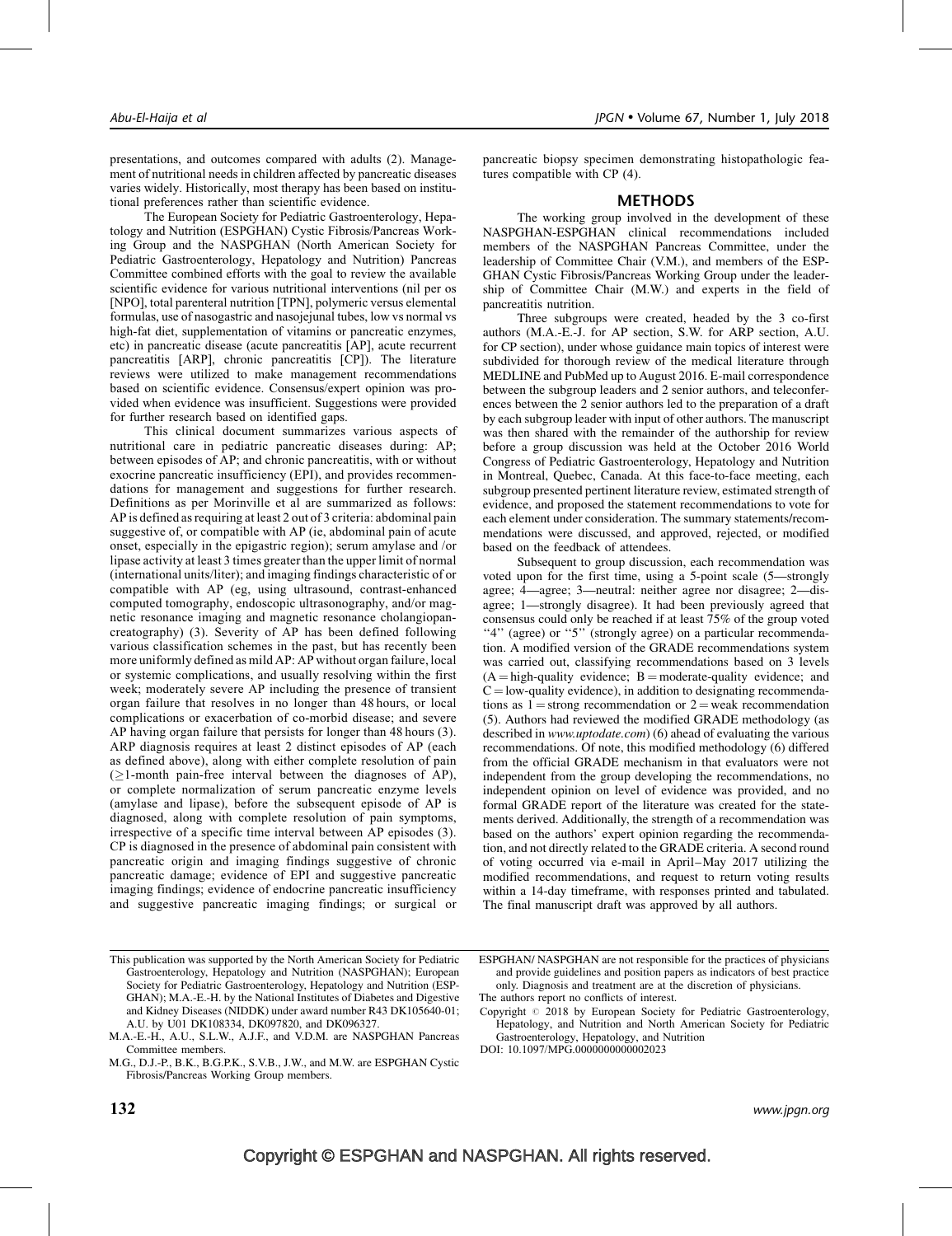presentations, and outcomes compared with adults (2). Management of nutritional needs in children affected by pancreatic diseases varies widely. Historically, most therapy has been based on institutional preferences rather than scientific evidence.

The European Society for Pediatric Gastroenterology, Hepatology and Nutrition (ESPGHAN) Cystic Fibrosis/Pancreas Working Group and the NASPGHAN (North American Society for Pediatric Gastroenterology, Hepatology and Nutrition) Pancreas Committee combined efforts with the goal to review the available scientific evidence for various nutritional interventions (nil per os [NPO], total parenteral nutrition [TPN], polymeric versus elemental formulas, use of nasogastric and nasojejunal tubes, low vs normal vs high-fat diet, supplementation of vitamins or pancreatic enzymes, etc) in pancreatic disease (acute pancreatitis [AP], acute recurrent pancreatitis [ARP], chronic pancreatitis [CP]). The literature reviews were utilized to make management recommendations based on scientific evidence. Consensus/expert opinion was provided when evidence was insufficient. Suggestions were provided for further research based on identified gaps.

This clinical document summarizes various aspects of nutritional care in pediatric pancreatic diseases during: AP; between episodes of AP; and chronic pancreatitis, with or without exocrine pancreatic insufficiency (EPI), and provides recommendations for management and suggestions for further research. Definitions as per Morinville et al are summarized as follows: AP is defined as requiring at least 2 out of 3 criteria: abdominal pain suggestive of, or compatible with AP (ie, abdominal pain of acute onset, especially in the epigastric region); serum amylase and /or lipase activity at least 3 times greater than the upper limit of normal (international units/liter); and imaging findings characteristic of or compatible with AP (eg, using ultrasound, contrast-enhanced computed tomography, endoscopic ultrasonography, and/or magnetic resonance imaging and magnetic resonance cholangiopancreatography) (3). Severity of AP has been defined following various classification schemes in the past, but has recently been more uniformly defined as mild AP: AP without organ failure, local or systemic complications, and usually resolving within the first week; moderately severe AP including the presence of transient organ failure that resolves in no longer than 48 hours, or local complications or exacerbation of co-morbid disease; and severe AP having organ failure that persists for longer than 48 hours (3). ARP diagnosis requires at least 2 distinct episodes of AP (each as defined above), along with either complete resolution of pain ($\geq$1-month pain-free interval between the diagnoses of AP), or complete normalization of serum pancreatic enzyme levels (amylase and lipase), before the subsequent episode of AP is diagnosed, along with complete resolution of pain symptoms, irrespective of a specific time interval between AP episodes (3). CP is diagnosed in the presence of abdominal pain consistent with pancreatic origin and imaging findings suggestive of chronic pancreatic damage; evidence of EPI and suggestive pancreatic imaging findings; evidence of endocrine pancreatic insufficiency and suggestive pancreatic imaging findings; or surgical or pancreatic biopsy specimen demonstrating histopathologic features compatible with CP (4).

## METHODS

The working group involved in the development of these NASPGHAN-ESPGHAN clinical recommendations included members of the NASPGHAN Pancreas Committee, under the leadership of Committee Chair (V.M.), and members of the ESPGHAN Cystic Fibrosis/Pancreas Working Group under the leadership of Committee Chair (M.W.) and experts in the field of pancreatitis nutrition.

Three subgroups were created, headed by the 3 co-first authors (M.A.-E.-J. for AP section, S.W. for ARP section, A.U. for CP section), under whose guidance main topics of interest were subdivided for thorough review of the medical literature through MEDLINE and PubMed up to August 2016. E-mail correspondence between the subgroup leaders and 2 senior authors, and teleconferences between the 2 senior authors led to the preparation of a draft by each subgroup leader with input of other authors. The manuscript was then shared with the remainder of the authorship for review before a group discussion was held at the October 2016 World Congress of Pediatric Gastroenterology, Hepatology and Nutrition in Montreal, Quebec, Canada. At this face-to-face meeting, each subgroup presented pertinent literature review, estimated strength of evidence, and proposed the statement recommendations to vote for each element under consideration. The summary statements/recommendations were discussed, and approved, rejected, or modified based on the feedback of attendees.

Subsequent to group discussion, each recommendation was voted upon for the first time, using a 5-point scale (5—strongly agree; 4—agree; 3—neutral: neither agree nor disagree; 2—disagree; 1—strongly disagree). It had been previously agreed that consensus could only be reached if at least 75% of the group voted "4" (agree) or "5" (strongly agree) on a particular recommendation. A modified version of the GRADE recommendations system was carried out, classifying recommendations based on 3 levels (A = high-quality evidence; B = moderate-quality evidence; and C = low-quality evidence), in addition to designating recommendations as 1 = strong recommendation or 2 = weak recommendation (5). Authors had reviewed the modified GRADE methodology (as described in *www.uptodate.com*) (6) ahead of evaluating the various recommendations. Of note, this modified methodology (6) differed from the official GRADE mechanism in that evaluators were not independent from the group developing the recommendations, no independent opinion on level of evidence was provided, and no formal GRADE report of the literature was created for the statements derived. Additionally, the strength of a recommendation was based on the authors' expert opinion regarding the recommendation, and not directly related to the GRADE criteria. A second round of voting occurred via e-mail in April–May 2017 utilizing the modified recommendations, and request to return voting results within a 14-day timeframe, with responses printed and tabulated. The final manuscript draft was approved by all authors.

---

This publication was supported by the North American Society for Pediatric Gastroenterology, Hepatology and Nutrition (NASPGHAN); European Society for Pediatric Gastroenterology, Hepatology and Nutrition (ESPGHAN); M.A.-E.-H. by the National Institutes of Diabetes and Digestive and Kidney Diseases (NIDDK) under award number R43 DK105640-01; A.U. by U01 DK108334, DK097820, and DK096327.

M.A.-E.-H., A.U., S.L.W., A.J.F., and V.D.M. are NASPGHAN Pancreas Committee members.

M.G., D.J.-P., B.K., B.G.P.K., S.V.B., J.W., and M.W. are ESPGHAN Cystic Fibrosis/Pancreas Working Group members.

ESPGHAN/ NASPGHAN are not responsible for the practices of physicians and provide guidelines and position papers as indicators of best practice only. Diagnosis and treatment are at the discretion of physicians.

The authors report no conflicts of interest.

Copyright © 2018 by European Society for Pediatric Gastroenterology, Hepatology, and Nutrition and North American Society for Pediatric Gastroenterology, Hepatology, and Nutrition

DOI: 10.1097/MPG.0000000000002023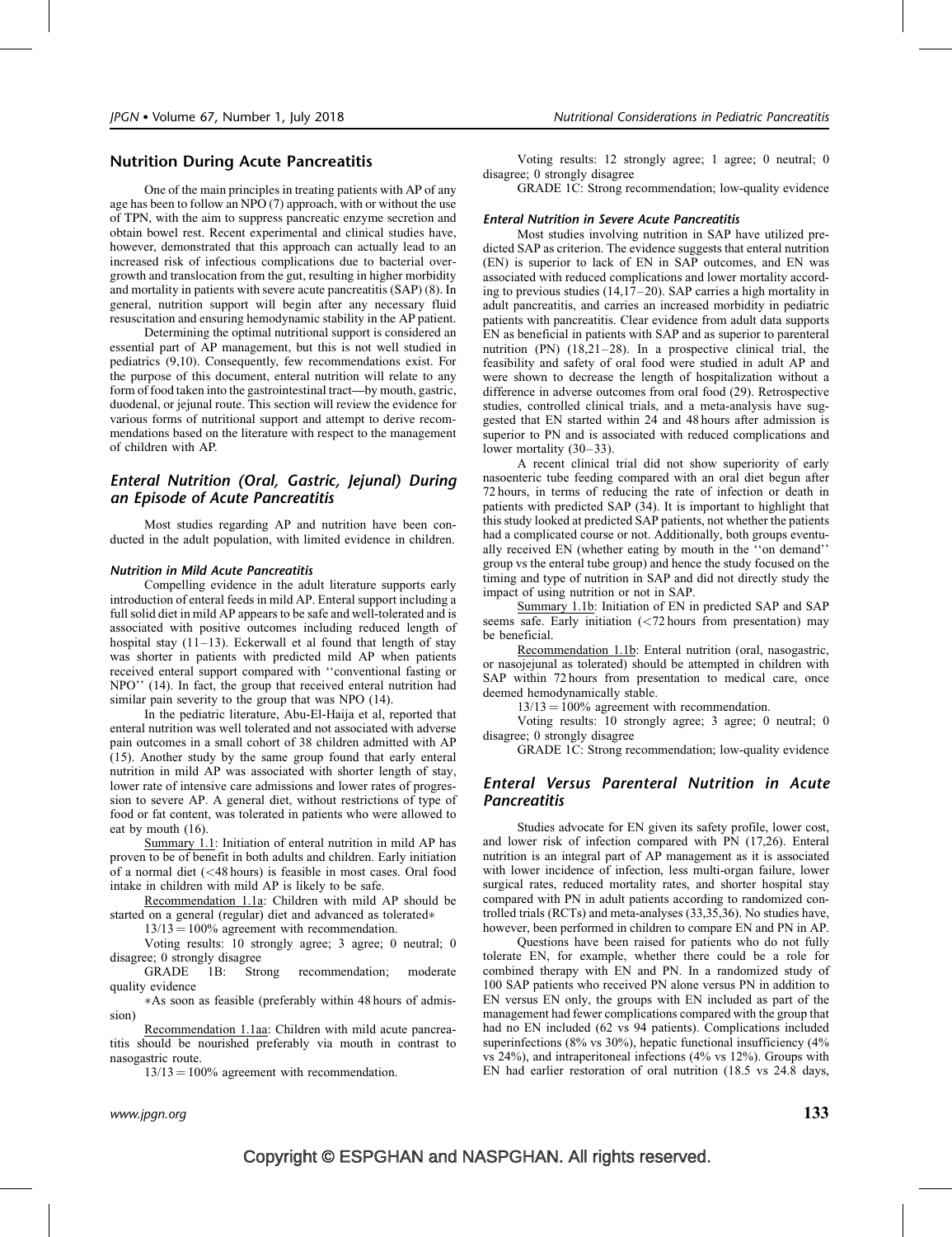## Nutrition During Acute Pancreatitis

One of the main principles in treating patients with AP of any age has been to follow an NPO (7) approach, with or without the use of TPN, with the aim to suppress pancreatic enzyme secretion and obtain bowel rest. Recent experimental and clinical studies have, however, demonstrated that this approach can actually lead to an increased risk of infectious complications due to bacterial overgrowth and translocation from the gut, resulting in higher morbidity and mortality in patients with severe acute pancreatitis (SAP) (8). In general, nutrition support will begin after any necessary fluid resuscitation and ensuring hemodynamic stability in the AP patient.

Determining the optimal nutritional support is considered an essential part of AP management, but this is not well studied in pediatrics (9,10). Consequently, few recommendations exist. For the purpose of this document, enteral nutrition will relate to any form of food taken into the gastrointestinal tract—by mouth, gastric, duodenal, or jejunal route. This section will review the evidence for various forms of nutritional support and attempt to derive recommendations based on the literature with respect to the management of children with AP.

### Enteral Nutrition (Oral, Gastric, Jejunal) During an Episode of Acute Pancreatitis

Most studies regarding AP and nutrition have been conducted in the adult population, with limited evidence in children.

#### Nutrition in Mild Acute Pancreatitis

Compelling evidence in the adult literature supports early introduction of enteral feeds in mild AP. Enteral support including a full solid diet in mild AP appears to be safe and well-tolerated and is associated with positive outcomes including reduced length of hospital stay (11–13). Eckerwall et al found that length of stay was shorter in patients with predicted mild AP when patients received enteral support compared with ''conventional fasting or NPO'' (14). In fact, the group that received enteral nutrition had similar pain severity to the group that was NPO (14).

In the pediatric literature, Abu-El-Haija et al, reported that enteral nutrition was well tolerated and not associated with adverse pain outcomes in a small cohort of 38 children admitted with AP (15). Another study by the same group found that early enteral nutrition in mild AP was associated with shorter length of stay, lower rate of intensive care admissions and lower rates of progression to severe AP. A general diet, without restrictions of type of food or fat content, was tolerated in patients who were allowed to eat by mouth (16).

Summary 1.1: Initiation of enteral nutrition in mild AP has proven to be of benefit in both adults and children. Early initiation of a normal diet (<48 hours) is feasible in most cases. Oral food intake in children with mild AP is likely to be safe.

Recommendation 1.1a: Children with mild AP should be started on a general (regular) diet and advanced as tolerated*

13/13 = 100% agreement with recommendation.

Voting results: 10 strongly agree; 3 agree; 0 neutral; 0 disagree; 0 strongly disagree

GRADE 1B: Strong recommendation; moderate quality evidence

*As soon as feasible (preferably within 48 hours of admission)

Recommendation 1.1aa: Children with mild acute pancreatitis should be nourished preferably via mouth in contrast to nasogastric route.

13/13 = 100% agreement with recommendation.

Voting results: 12 strongly agree; 1 agree; 0 neutral; 0 disagree; 0 strongly disagree

GRADE 1C: Strong recommendation; low-quality evidence

#### Enteral Nutrition in Severe Acute Pancreatitis

Most studies involving nutrition in SAP have utilized predicted SAP as criterion. The evidence suggests that enteral nutrition (EN) is superior to lack of EN in SAP outcomes, and EN was associated with reduced complications and lower mortality according to previous studies (14,17–20). SAP carries a high mortality in adult pancreatitis, and carries an increased morbidity in pediatric patients with pancreatitis. Clear evidence from adult data supports EN as beneficial in patients with SAP and as superior to parenteral nutrition (PN) (18,21–28). In a prospective clinical trial, the feasibility and safety of oral food were studied in adult AP and were shown to decrease the length of hospitalization without a difference in adverse outcomes from oral food (29). Retrospective studies, controlled clinical trials, and a meta-analysis have suggested that EN started within 24 and 48 hours after admission is superior to PN and is associated with reduced complications and lower mortality (30–33).

A recent clinical trial did not show superiority of early nasoenteric tube feeding compared with an oral diet begun after 72 hours, in terms of reducing the rate of infection or death in patients with predicted SAP (34). It is important to highlight that this study looked at predicted SAP patients, not whether the patients had a complicated course or not. Additionally, both groups eventually received EN (whether eating by mouth in the ''on demand'' group vs the enteral tube group) and hence the study focused on the timing and type of nutrition in SAP and did not directly study the impact of using nutrition or not in SAP.

Summary 1.1b: Initiation of EN in predicted SAP and SAP seems safe. Early initiation (<72 hours from presentation) may be beneficial.

Recommendation 1.1b: Enteral nutrition (oral, nasogastric, or nasojejunal as tolerated) should be attempted in children with SAP within 72 hours from presentation to medical care, once deemed hemodynamically stable.

13/13 = 100% agreement with recommendation.

Voting results: 10 strongly agree; 3 agree; 0 neutral; 0 disagree; 0 strongly disagree

GRADE 1C: Strong recommendation; low-quality evidence

### Enteral Versus Parenteral Nutrition in Acute Pancreatitis

Studies advocate for EN given its safety profile, lower cost, and lower risk of infection compared with PN (17,26). Enteral nutrition is an integral part of AP management as it is associated with lower incidence of infection, less multi-organ failure, lower surgical rates, reduced mortality rates, and shorter hospital stay compared with PN in adult patients according to randomized controlled trials (RCTs) and meta-analyses (33,35,36). No studies have, however, been performed in children to compare EN and PN in AP.

Questions have been raised for patients who do not fully tolerate EN, for example, whether there could be a role for combined therapy with EN and PN. In a randomized study of 100 SAP patients who received PN alone versus PN in addition to EN versus EN only, the groups with EN included as part of the management had fewer complications compared with the group that had no EN included (62 vs 94 patients). Complications included superinfections (8% vs 30%), hepatic functional insufficiency (4% vs 24%), and intraperitoneal infections (4% vs 12%). Groups with EN had earlier restoration of oral nutrition (18.5 vs 24.8 days,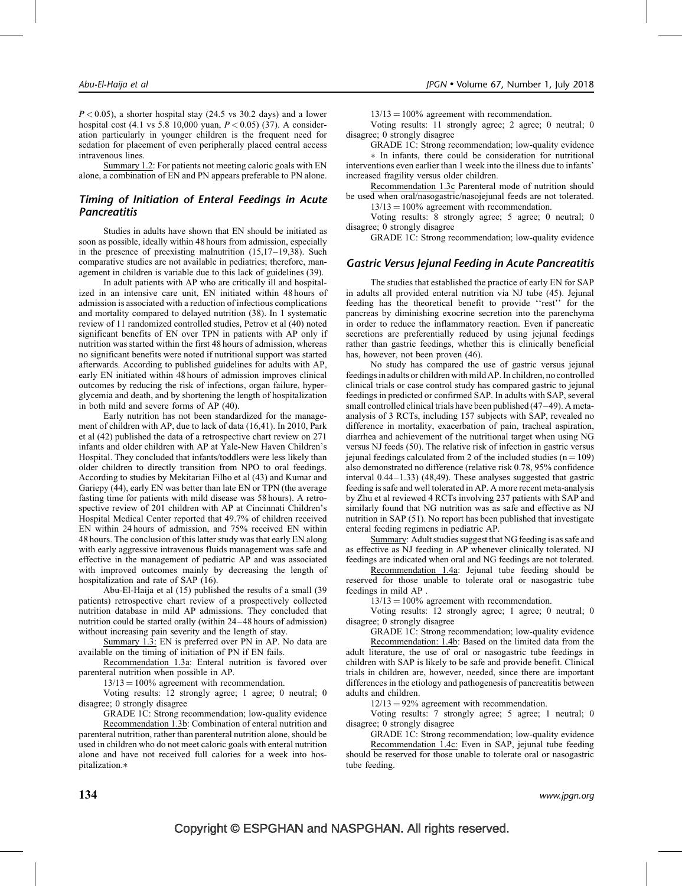$P < 0.05$), a shorter hospital stay (24.5 vs 30.2 days) and a lower hospital cost (4.1 vs 5.8 10,000 yuan, $P < 0.05$) (37). A consideration particularly in younger children is the frequent need for sedation for placement of even peripherally placed central access intravenous lines.

Summary 1.2: For patients not meeting caloric goals with EN alone, a combination of EN and PN appears preferable to PN alone.

### Timing of Initiation of Enteral Feedings in Acute Pancreatitis

Studies in adults have shown that EN should be initiated as soon as possible, ideally within 48 hours from admission, especially in the presence of preexisting malnutrition (15,17–19,38). Such comparative studies are not available in pediatrics; therefore, management in children is variable due to this lack of guidelines (39).

In adult patients with AP who are critically ill and hospitalized in an intensive care unit, EN initiated within 48 hours of admission is associated with a reduction of infectious complications and mortality compared to delayed nutrition (38). In 1 systematic review of 11 randomized controlled studies, Petrov et al (40) noted significant benefits of EN over TPN in patients with AP only if nutrition was started within the first 48 hours of admission, whereas no significant benefits were noted if nutritional support was started afterwards. According to published guidelines for adults with AP, early EN initiated within 48 hours of admission improves clinical outcomes by reducing the risk of infections, organ failure, hyperglycemia and death, and by shortening the length of hospitalization in both mild and severe forms of AP (40).

Early nutrition has not been standardized for the management of children with AP, due to lack of data (16,41). In 2010, Park et al (42) published the data of a retrospective chart review on 271 infants and older children with AP at Yale-New Haven Children's Hospital. They concluded that infants/toddlers were less likely than older children to directly transition from NPO to oral feedings. According to studies by Mekitarian Filho et al (43) and Kumar and Gariepy (44), early EN was better than late EN or TPN (the average fasting time for patients with mild disease was 58 hours). A retrospective review of 201 children with AP at Cincinnati Children's Hospital Medical Center reported that 49.7% of children received EN within 24 hours of admission, and 75% received EN within 48 hours. The conclusion of this latter study was that early EN along with early aggressive intravenous fluids management was safe and effective in the management of pediatric AP and was associated with improved outcomes mainly by decreasing the length of hospitalization and rate of SAP (16).

Abu-El-Haija et al (15) published the results of a small (39 patients) retrospective chart review of a prospectively collected nutrition database in mild AP admissions. They concluded that nutrition could be started orally (within 24–48 hours of admission) without increasing pain severity and the length of stay.

Summary 1.3: EN is preferred over PN in AP. No data are available on the timing of initiation of PN if EN fails.

Recommendation 1.3a: Enteral nutrition is favored over parenteral nutrition when possible in AP.

13/13 = 100% agreement with recommendation.

Voting results: 12 strongly agree; 1 agree; 0 neutral; 0 disagree; 0 strongly disagree

GRADE 1C: Strong recommendation; low-quality evidence

Recommendation 1.3b: Combination of enteral nutrition and parenteral nutrition, rather than parenteral nutrition alone, should be used in children who do not meet caloric goals with enteral nutrition alone and have not received full calories for a week into hospitalization.*

13/13 = 100% agreement with recommendation.

Voting results: 11 strongly agree; 2 agree; 0 neutral; 0 disagree; 0 strongly disagree

GRADE 1C: Strong recommendation; low-quality evidence

* In infants, there could be consideration for nutritional interventions even earlier than 1 week into the illness due to infants' increased fragility versus older children.

Recommendation 1.3c Parenteral mode of nutrition should be used when oral/nasogastric/nasojejunal feeds are not tolerated.

13/13 = 100% agreement with recommendation.

Voting results: 8 strongly agree; 5 agree; 0 neutral; 0 disagree; 0 strongly disagree

GRADE 1C: Strong recommendation; low-quality evidence

### Gastric Versus Jejunal Feeding in Acute Pancreatitis

The studies that established the practice of early EN for SAP in adults all provided enteral nutrition via NJ tube (45). Jejunal feeding has the theoretical benefit to provide ''rest'' for the pancreas by diminishing exocrine secretion into the parenchyma in order to reduce the inflammatory reaction. Even if pancreatic secretions are preferentially reduced by using jejunal feedings rather than gastric feedings, whether this is clinically beneficial has, however, not been proven (46).

No study has compared the use of gastric versus jejunal feedings in adults or children with mild AP. In children, no controlled clinical trials or case control study has compared gastric to jejunal feedings in predicted or confirmed SAP. In adults with SAP, several small controlled clinical trials have been published (47–49). A meta-analysis of 3 RCTs, including 157 subjects with SAP, revealed no difference in mortality, exacerbation of pain, tracheal aspiration, diarrhea and achievement of the nutritional target when using NG versus NJ feeds (50). The relative risk of infection in gastric versus jejunal feedings calculated from 2 of the included studies (n = 109) also demonstrated no difference (relative risk 0.78, 95% confidence interval 0.44–1.33) (48,49). These analyses suggested that gastric feeding is safe and well tolerated in AP. A more recent meta-analysis by Zhu et al reviewed 4 RCTs involving 237 patients with SAP and similarly found that NG nutrition was as safe and effective as NJ nutrition in SAP (51). No report has been published that investigate enteral feeding regimens in pediatric AP.

Summary: Adult studies suggest that NG feeding is as safe and as effective as NJ feeding in AP whenever clinically tolerated. NJ feedings are indicated when oral and NG feedings are not tolerated.

Recommendation 1.4a: Jejunal tube feeding should be reserved for those unable to tolerate oral or nasogastric tube feedings in mild AP .

13/13 = 100% agreement with recommendation.

Voting results: 12 strongly agree; 1 agree; 0 neutral; 0 disagree; 0 strongly disagree

GRADE 1C: Strong recommendation; low-quality evidence

Recommendation: 1.4b: Based on the limited data from the adult literature, the use of oral or nasogastric tube feedings in children with SAP is likely to be safe and provide benefit. Clinical trials in children are, however, needed, since there are important differences in the etiology and pathogenesis of pancreatitis between adults and children.

12/13 = 92% agreement with recommendation.

Voting results: 7 strongly agree; 5 agree; 1 neutral; 0 disagree; 0 strongly disagree

GRADE 1C: Strong recommendation; low-quality evidence

Recommendation 1.4c: Even in SAP, jejunal tube feeding should be reserved for those unable to tolerate oral or nasogastric tube feeding.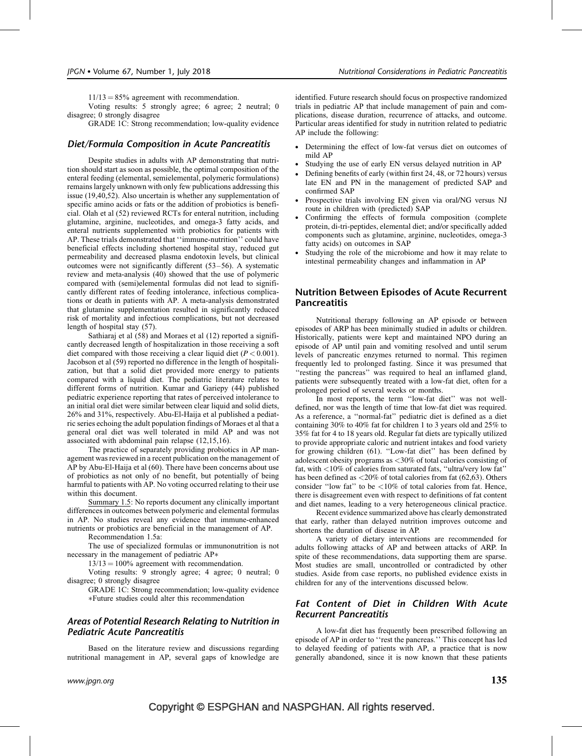11/13 = 85% agreement with recommendation.

Voting results: 5 strongly agree; 6 agree; 2 neutral; 0 disagree; 0 strongly disagree

GRADE 1C: Strong recommendation; low-quality evidence

### *Diet/Formula Composition in Acute Pancreatitis*

Despite studies in adults with AP demonstrating that nutrition should start as soon as possible, the optimal composition of the enteral feeding (elemental, semielemental, polymeric formulations) remains largely unknown with only few publications addressing this issue (19,40,52). Also uncertain is whether any supplementation of specific amino acids or fats or the addition of probiotics is beneficial. Olah et al (52) reviewed RCTs for enteral nutrition, including glutamine, arginine, nucleotides, and omega-3 fatty acids, and enteral nutrients supplemented with probiotics for patients with AP. These trials demonstrated that ''immune-nutrition'' could have beneficial effects including shortened hospital stay, reduced gut permeability and decreased plasma endotoxin levels, but clinical outcomes were not significantly different (53–56). A systematic review and meta-analysis (40) showed that the use of polymeric compared with (semi)elemental formulas did not lead to significantly different rates of feeding intolerance, infectious complications or death in patients with AP. A meta-analysis demonstrated that glutamine supplementation resulted in significantly reduced risk of mortality and infectious complications, but not decreased length of hospital stay (57).

Sathiaraj et al (58) and Moraes et al (12) reported a significantly decreased length of hospitalization in those receiving a soft diet compared with those receiving a clear liquid diet ($P < 0.001$). Jacobson et al (59) reported no difference in the length of hospitalization, but that a solid diet provided more energy to patients compared with a liquid diet. The pediatric literature relates to different forms of nutrition. Kumar and Gariepy (44) published pediatric experience reporting that rates of perceived intolerance to an initial oral diet were similar between clear liquid and solid diets, 26% and 31%, respectively. Abu-El-Haija et al published a pediatric series echoing the adult population findings of Moraes et al that a general oral diet was well tolerated in mild AP and was not associated with abdominal pain relapse (12,15,16).

The practice of separately providing probiotics in AP management was reviewed in a recent publication on the management of AP by Abu-El-Haija et al (60). There have been concerns about use of probiotics as not only of no benefit, but potentially of being harmful to patients with AP. No voting occurred relating to their use within this document.

Summary 1.5: No reports document any clinically important differences in outcomes between polymeric and elemental formulas in AP. No studies reveal any evidence that immune-enhanced nutrients or probiotics are beneficial in the management of AP.

Recommendation 1.5a:

The use of specialized formulas or immunonutrition is not necessary in the management of pediatric AP*

13/13 = 100% agreement with recommendation.

Voting results: 9 strongly agree; 4 agree; 0 neutral; 0 disagree; 0 strongly disagree

GRADE 1C: Strong recommendation; low-quality evidence

*Future studies could alter this recommendation

### *Areas of Potential Research Relating to Nutrition in Pediatric Acute Pancreatitis*

Based on the literature review and discussions regarding nutritional management in AP, several gaps of knowledge are identified. Future research should focus on prospective randomized trials in pediatric AP that include management of pain and complications, disease duration, recurrence of attacks, and outcome. Particular areas identified for study in nutrition related to pediatric AP include the following:

- Determining the effect of low-fat versus diet on outcomes of mild AP
- Studying the use of early EN versus delayed nutrition in AP
- Defining benefits of early (within first 24, 48, or 72 hours) versus late EN and PN in the management of predicted SAP and confirmed SAP
- Prospective trials involving EN given via oral/NG versus NJ route in children with (predicted) SAP
- Confirming the effects of formula composition (complete protein, di-tri-peptides, elemental diet; and/or specifically added components such as glutamine, arginine, nucleotides, omega-3 fatty acids) on outcomes in SAP
- Studying the role of the microbiome and how it may relate to intestinal permeability changes and inflammation in AP

## Nutrition Between Episodes of Acute Recurrent Pancreatitis

Nutritional therapy following an AP episode or between episodes of ARP has been minimally studied in adults or children. Historically, patients were kept and maintained NPO during an episode of AP until pain and vomiting resolved and until serum levels of pancreatic enzymes returned to normal. This regimen frequently led to prolonged fasting. Since it was presumed that ''resting the pancreas'' was required to heal an inflamed gland, patients were subsequently treated with a low-fat diet, often for a prolonged period of several weeks or months.

In most reports, the term ''low-fat diet'' was not well-defined, nor was the length of time that low-fat diet was required. As a reference, a ''normal-fat'' pediatric diet is defined as a diet containing 30% to 40% fat for children 1 to 3 years old and 25% to 35% fat for 4 to 18 years old. Regular fat diets are typically utilized to provide appropriate caloric and nutrient intakes and food variety for growing children (61). ''Low-fat diet'' has been defined by adolescent obesity programs as <30% of total calories consisting of fat, with <10% of calories from saturated fats, ''ultra/very low fat'' has been defined as <20% of total calories from fat (62,63). Others consider ''low fat'' to be <10% of total calories from fat. Hence, there is disagreement even with respect to definitions of fat content and diet names, leading to a very heterogeneous clinical practice.

Recent evidence summarized above has clearly demonstrated that early, rather than delayed nutrition improves outcome and shortens the duration of disease in AP.

A variety of dietary interventions are recommended for adults following attacks of AP and between attacks of ARP. In spite of these recommendations, data supporting them are sparse. Most studies are small, uncontrolled or contradicted by other studies. Aside from case reports, no published evidence exists in children for any of the interventions discussed below.

### *Fat Content of Diet in Children With Acute Recurrent Pancreatitis*

A low-fat diet has frequently been prescribed following an episode of AP in order to ''rest the pancreas.'' This concept has led to delayed feeding of patients with AP, a practice that is now generally abandoned, since it is now known that these patients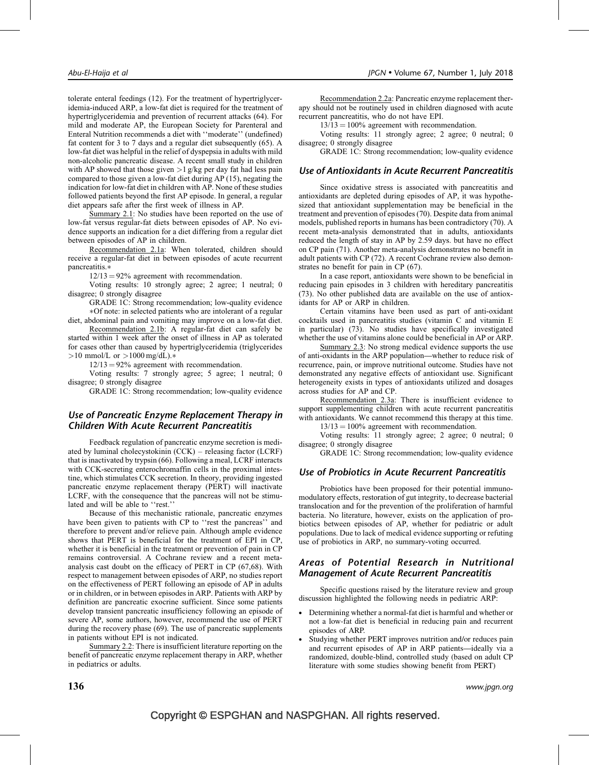tolerate enteral feedings (12). For the treatment of hypertriglyceridemia-induced ARP, a low-fat diet is required for the treatment of hypertriglyceridemia and prevention of recurrent attacks (64). For mild and moderate AP, the European Society for Parenteral and Enteral Nutrition recommends a diet with ''moderate'' (undefined) fat content for 3 to 7 days and a regular diet subsequently (65). A low-fat diet was helpful in the relief of dyspepsia in adults with mild non-alcoholic pancreatic disease. A recent small study in children with AP showed that those given >1 g/kg per day fat had less pain compared to those given a low-fat diet during AP (15), negating the indication for low-fat diet in children with AP. None of these studies followed patients beyond the first AP episode. In general, a regular diet appears safe after the first week of illness in AP.

Summary 2.1: No studies have been reported on the use of low-fat versus regular-fat diets between episodes of AP. No evidence supports an indication for a diet differing from a regular diet between episodes of AP in children.

Recommendation 2.1a: When tolerated, children should receive a regular-fat diet in between episodes of acute recurrent pancreatitis.*

12/13 = 92% agreement with recommendation.

Voting results: 10 strongly agree; 2 agree; 1 neutral; 0 disagree; 0 strongly disagree

GRADE 1C: Strong recommendation; low-quality evidence

*Of note: in selected patients who are intolerant of a regular diet, abdominal pain and vomiting may improve on a low-fat diet.

Recommendation 2.1b: A regular-fat diet can safely be started within 1 week after the onset of illness in AP as tolerated for cases other than caused by hypertriglyceridemia (triglycerides >10 mmol/L or >1000 mg/dL).*

12/13 = 92% agreement with recommendation.

Voting results: 7 strongly agree; 5 agree; 1 neutral; 0 disagree; 0 strongly disagree

GRADE 1C: Strong recommendation; low-quality evidence

## Use of Pancreatic Enzyme Replacement Therapy in Children With Acute Recurrent Pancreatitis

Feedback regulation of pancreatic enzyme secretion is mediated by luminal cholecystokinin (CCK) – releasing factor (LCRF) that is inactivated by trypsin (66). Following a meal, LCRF interacts with CCK-secreting enterochromaffin cells in the proximal intestine, which stimulates CCK secretion. In theory, providing ingested pancreatic enzyme replacement therapy (PERT) will inactivate LCRF, with the consequence that the pancreas will not be stimulated and will be able to ''rest.''

Because of this mechanistic rationale, pancreatic enzymes have been given to patients with CP to ''rest the pancreas'' and therefore to prevent and/or relieve pain. Although ample evidence shows that PERT is beneficial for the treatment of EPI in CP, whether it is beneficial in the treatment or prevention of pain in CP remains controversial. A Cochrane review and a recent meta-analysis cast doubt on the efficacy of PERT in CP (67,68). With respect to management between episodes of ARP, no studies report on the effectiveness of PERT following an episode of AP in adults or in children, or in between episodes in ARP. Patients with ARP by definition are pancreatic exocrine sufficient. Since some patients develop transient pancreatic insufficiency following an episode of severe AP, some authors, however, recommend the use of PERT during the recovery phase (69). The use of pancreatic supplements in patients without EPI is not indicated.

Summary 2.2: There is insufficient literature reporting on the benefit of pancreatic enzyme replacement therapy in ARP, whether in pediatrics or adults.

Recommendation 2.2a: Pancreatic enzyme replacement therapy should not be routinely used in children diagnosed with acute recurrent pancreatitis, who do not have EPI.

13/13 = 100% agreement with recommendation.

Voting results: 11 strongly agree; 2 agree; 0 neutral; 0 disagree; 0 strongly disagree

GRADE 1C: Strong recommendation; low-quality evidence

## Use of Antioxidants in Acute Recurrent Pancreatitis

Since oxidative stress is associated with pancreatitis and antioxidants are depleted during episodes of AP, it was hypothesized that antioxidant supplementation may be beneficial in the treatment and prevention of episodes (70). Despite data from animal models, published reports in humans has been contradictory (70). A recent meta-analysis demonstrated that in adults, antioxidants reduced the length of stay in AP by 2.59 days. but have no effect on CP pain (71). Another meta-analysis demonstrates no benefit in adult patients with CP (72). A recent Cochrane review also demonstrates no benefit for pain in CP (67).

In a case report, antioxidants were shown to be beneficial in reducing pain episodes in 3 children with hereditary pancreatitis (73). No other published data are available on the use of antioxidants for AP or ARP in children.

Certain vitamins have been used as part of anti-oxidant cocktails used in pancreatitis studies (vitamin C and vitamin E in particular) (73). No studies have specifically investigated whether the use of vitamins alone could be beneficial in AP or ARP.

Summary 2.3: No strong medical evidence supports the use of anti-oxidants in the ARP population—whether to reduce risk of recurrence, pain, or improve nutritional outcome. Studies have not demonstrated any negative effects of antioxidant use. Significant heterogeneity exists in types of antioxidants utilized and dosages across studies for AP and CP.

Recommendation 2.3a: There is insufficient evidence to support supplementing children with acute recurrent pancreatitis with antioxidants. We cannot recommend this therapy at this time.

13/13 = 100% agreement with recommendation.

Voting results: 11 strongly agree; 2 agree; 0 neutral; 0 disagree; 0 strongly disagree

GRADE 1C: Strong recommendation; low-quality evidence

## Use of Probiotics in Acute Recurrent Pancreatitis

Probiotics have been proposed for their potential immunomodulatory effects, restoration of gut integrity, to decrease bacterial translocation and for the prevention of the proliferation of harmful bacteria. No literature, however, exists on the application of probiotics between episodes of AP, whether for pediatric or adult populations. Due to lack of medical evidence supporting or refuting use of probiotics in ARP, no summary-voting occurred.

## Areas of Potential Research in Nutritional Management of Acute Recurrent Pancreatitis

Specific questions raised by the literature review and group discussion highlighted the following needs in pediatric ARP:

- Determining whether a normal-fat diet is harmful and whether or not a low-fat diet is beneficial in reducing pain and recurrent episodes of ARP.
- Studying whether PERT improves nutrition and/or reduces pain and recurrent episodes of AP in ARP patients—ideally via a randomized, double-blind, controlled study (based on adult CP literature with some studies showing benefit from PERT)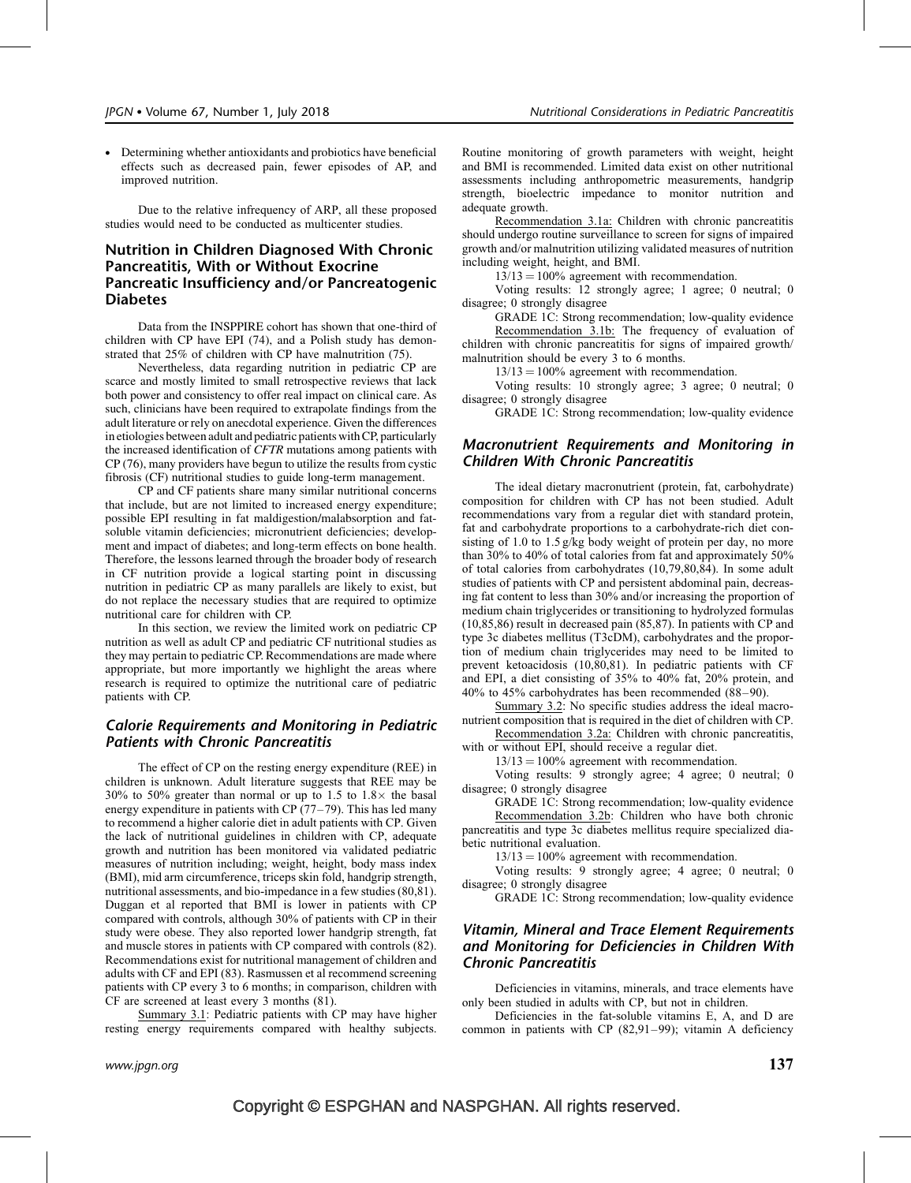- Determining whether antioxidants and probiotics have beneficial effects such as decreased pain, fewer episodes of AP, and improved nutrition.

Due to the relative infrequency of ARP, all these proposed studies would need to be conducted as multicenter studies.

## Nutrition in Children Diagnosed With Chronic Pancreatitis, With or Without Exocrine Pancreatic Insufficiency and/or Pancreatogenic Diabetes

Data from the INSPPIRE cohort has shown that one-third of children with CP have EPI (74), and a Polish study has demonstrated that 25% of children with CP have malnutrition (75).

Nevertheless, data regarding nutrition in pediatric CP are scarce and mostly limited to small retrospective reviews that lack both power and consistency to offer real impact on clinical care. As such, clinicians have been required to extrapolate findings from the adult literature or rely on anecdotal experience. Given the differences in etiologies between adult and pediatric patients with CP, particularly the increased identification of *CFTR* mutations among patients with CP (76), many providers have begun to utilize the results from cystic fibrosis (CF) nutritional studies to guide long-term management.

CP and CF patients share many similar nutritional concerns that include, but are not limited to increased energy expenditure; possible EPI resulting in fat maldigestion/malabsorption and fat-soluble vitamin deficiencies; micronutrient deficiencies; development and impact of diabetes; and long-term effects on bone health. Therefore, the lessons learned through the broader body of research in CF nutrition provide a logical starting point in discussing nutrition in pediatric CP as many parallels are likely to exist, but do not replace the necessary studies that are required to optimize nutritional care for children with CP.

In this section, we review the limited work on pediatric CP nutrition as well as adult CP and pediatric CF nutritional studies as they may pertain to pediatric CP. Recommendations are made where appropriate, but more importantly we highlight the areas where research is required to optimize the nutritional care of pediatric patients with CP.

### *Calorie Requirements and Monitoring in Pediatric Patients with Chronic Pancreatitis*

The effect of CP on the resting energy expenditure (REE) in children is unknown. Adult literature suggests that REE may be 30% to 50% greater than normal or up to 1.5 to 1.8× the basal energy expenditure in patients with CP (77–79). This has led many to recommend a higher calorie diet in adult patients with CP. Given the lack of nutritional guidelines in children with CP, adequate growth and nutrition has been monitored via validated pediatric measures of nutrition including; weight, height, body mass index (BMI), mid arm circumference, triceps skin fold, handgrip strength, nutritional assessments, and bio-impedance in a few studies (80,81). Duggan et al reported that BMI is lower in patients with CP compared with controls, although 30% of patients with CP in their study were obese. They also reported lower handgrip strength, fat and muscle stores in patients with CP compared with controls (82). Recommendations exist for nutritional management of children and adults with CF and EPI (83). Rasmussen et al recommend screening patients with CP every 3 to 6 months; in comparison, children with CF are screened at least every 3 months (81).

Summary 3.1: Pediatric patients with CP may have higher resting energy requirements compared with healthy subjects. Routine monitoring of growth parameters with weight, height and BMI is recommended. Limited data exist on other nutritional assessments including anthropometric measurements, handgrip strength, bioelectric impedance to monitor nutrition and adequate growth.

Recommendation 3.1a: Children with chronic pancreatitis should undergo routine surveillance to screen for signs of impaired growth and/or malnutrition utilizing validated measures of nutrition including weight, height, and BMI.

13/13 = 100% agreement with recommendation.

Voting results: 12 strongly agree; 1 agree; 0 neutral; 0 disagree; 0 strongly disagree

GRADE 1C: Strong recommendation; low-quality evidence

Recommendation 3.1b: The frequency of evaluation of children with chronic pancreatitis for signs of impaired growth/ malnutrition should be every 3 to 6 months.

13/13 = 100% agreement with recommendation.

Voting results: 10 strongly agree; 3 agree; 0 neutral; 0 disagree; 0 strongly disagree

GRADE 1C: Strong recommendation; low-quality evidence

### *Macronutrient Requirements and Monitoring in Children With Chronic Pancreatitis*

The ideal dietary macronutrient (protein, fat, carbohydrate) composition for children with CP has not been studied. Adult recommendations vary from a regular diet with standard protein, fat and carbohydrate proportions to a carbohydrate-rich diet consisting of 1.0 to 1.5 g/kg body weight of protein per day, no more than 30% to 40% of total calories from fat and approximately 50% of total calories from carbohydrates (10,79,80,84). In some adult studies of patients with CP and persistent abdominal pain, decreasing fat content to less than 30% and/or increasing the proportion of medium chain triglycerides or transitioning to hydrolyzed formulas (10,85,86) result in decreased pain (85,87). In patients with CP and type 3c diabetes mellitus (T3cDM), carbohydrates and the proportion of medium chain triglycerides may need to be limited to prevent ketoacidosis (10,80,81). In pediatric patients with CF and EPI, a diet consisting of 35% to 40% fat, 20% protein, and 40% to 45% carbohydrates has been recommended (88–90).

Summary 3.2: No specific studies address the ideal macronutrient composition that is required in the diet of children with CP.

Recommendation 3.2a: Children with chronic pancreatitis, with or without EPI, should receive a regular diet.

13/13 = 100% agreement with recommendation.

Voting results: 9 strongly agree; 4 agree; 0 neutral; 0 disagree; 0 strongly disagree

GRADE 1C: Strong recommendation; low-quality evidence

Recommendation 3.2b: Children who have both chronic pancreatitis and type 3c diabetes mellitus require specialized diabetic nutritional evaluation.

13/13 = 100% agreement with recommendation.

Voting results: 9 strongly agree; 4 agree; 0 neutral; 0 disagree; 0 strongly disagree

GRADE 1C: Strong recommendation; low-quality evidence

### *Vitamin, Mineral and Trace Element Requirements and Monitoring for Deficiencies in Children With Chronic Pancreatitis*

Deficiencies in vitamins, minerals, and trace elements have only been studied in adults with CP, but not in children.

Deficiencies in the fat-soluble vitamins E, A, and D are common in patients with CP (82,91–99); vitamin A deficiency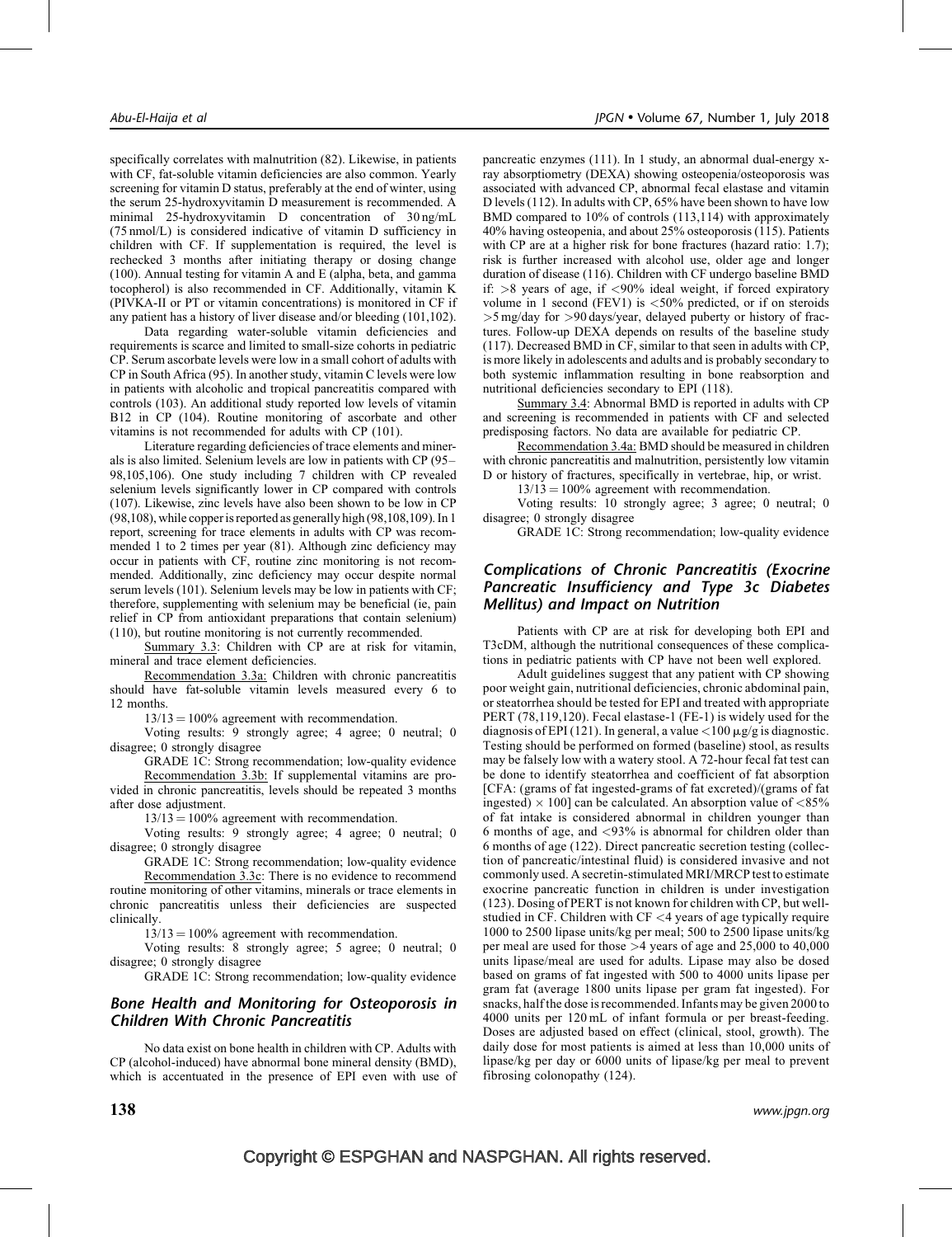specifically correlates with malnutrition (82). Likewise, in patients with CF, fat-soluble vitamin deficiencies are also common. Yearly screening for vitamin D status, preferably at the end of winter, using the serum 25-hydroxyvitamin D measurement is recommended. A minimal 25-hydroxyvitamin D concentration of 30 ng/mL (75 nmol/L) is considered indicative of vitamin D sufficiency in children with CF. If supplementation is required, the level is rechecked 3 months after initiating therapy or dosing change (100). Annual testing for vitamin A and E (alpha, beta, and gamma tocopherol) is also recommended in CF. Additionally, vitamin K (PIVKA-II or PT or vitamin concentrations) is monitored in CF if any patient has a history of liver disease and/or bleeding (101,102).

Data regarding water-soluble vitamin deficiencies and requirements is scarce and limited to small-size cohorts in pediatric CP. Serum ascorbate levels were low in a small cohort of adults with CP in South Africa (95). In another study, vitamin C levels were low in patients with alcoholic and tropical pancreatitis compared with controls (103). An additional study reported low levels of vitamin B12 in CP (104). Routine monitoring of ascorbate and other vitamins is not recommended for adults with CP (101).

Literature regarding deficiencies of trace elements and minerals is also limited. Selenium levels are low in patients with CP (95–98,105,106). One study including 7 children with CP revealed selenium levels significantly lower in CP compared with controls (107). Likewise, zinc levels have also been shown to be low in CP (98,108), while copper is reported as generally high (98,108,109). In 1 report, screening for trace elements in adults with CP was recommended 1 to 2 times per year (81). Although zinc deficiency may occur in patients with CF, routine zinc monitoring is not recommended. Additionally, zinc deficiency may occur despite normal serum levels (101). Selenium levels may be low in patients with CF; therefore, supplementing with selenium may be beneficial (ie, pain relief in CP from antioxidant preparations that contain selenium) (110), but routine monitoring is not currently recommended.

Summary 3.3: Children with CP are at risk for vitamin, mineral and trace element deficiencies.

Recommendation 3.3a: Children with chronic pancreatitis should have fat-soluble vitamin levels measured every 6 to 12 months.

$13/13 = 100\%$ agreement with recommendation.

Voting results: 9 strongly agree; 4 agree; 0 neutral; 0 disagree; 0 strongly disagree

GRADE 1C: Strong recommendation; low-quality evidence

Recommendation 3.3b: If supplemental vitamins are provided in chronic pancreatitis, levels should be repeated 3 months after dose adjustment.

$13/13 = 100\%$ agreement with recommendation.

Voting results: 9 strongly agree; 4 agree; 0 neutral; 0 disagree; 0 strongly disagree

GRADE 1C: Strong recommendation; low-quality evidence

Recommendation 3.3c: There is no evidence to recommend routine monitoring of other vitamins, minerals or trace elements in chronic pancreatitis unless their deficiencies are suspected clinically.

$13/13 = 100\%$ agreement with recommendation.

Voting results: 8 strongly agree; 5 agree; 0 neutral; 0 disagree; 0 strongly disagree

GRADE 1C: Strong recommendation; low-quality evidence

### Bone Health and Monitoring for Osteoporosis in Children With Chronic Pancreatitis

No data exist on bone health in children with CP. Adults with CP (alcohol-induced) have abnormal bone mineral density (BMD), which is accentuated in the presence of EPI even with use of pancreatic enzymes (111). In 1 study, an abnormal dual-energy x-ray absorptiometry (DEXA) showing osteopenia/osteoporosis was associated with advanced CP, abnormal fecal elastase and vitamin D levels (112). In adults with CP, 65% have been shown to have low BMD compared to 10% of controls (113,114) with approximately 40% having osteopenia, and about 25% osteoporosis (115). Patients with CP are at a higher risk for bone fractures (hazard ratio: 1.7); risk is further increased with alcohol use, older age and longer duration of disease (116). Children with CF undergo baseline BMD if: >8 years of age, if <90% ideal weight, if forced expiratory volume in 1 second (FEV1) is <50% predicted, or if on steroids >5 mg/day for >90 days/year, delayed puberty or history of fractures. Follow-up DEXA depends on results of the baseline study (117). Decreased BMD in CF, similar to that seen in adults with CP, is more likely in adolescents and adults and is probably secondary to both systemic inflammation resulting in bone reabsorption and nutritional deficiencies secondary to EPI (118).

Summary 3.4: Abnormal BMD is reported in adults with CP and screening is recommended in patients with CF and selected predisposing factors. No data are available for pediatric CP.

Recommendation 3.4a: BMD should be measured in children with chronic pancreatitis and malnutrition, persistently low vitamin D or history of fractures, specifically in vertebrae, hip, or wrist.

$13/13 = 100\%$ agreement with recommendation.

Voting results: 10 strongly agree; 3 agree; 0 neutral; 0 disagree; 0 strongly disagree

GRADE 1C: Strong recommendation; low-quality evidence

### Complications of Chronic Pancreatitis (Exocrine Pancreatic Insufficiency and Type 3c Diabetes Mellitus) and Impact on Nutrition

Patients with CP are at risk for developing both EPI and T3cDM, although the nutritional consequences of these complications in pediatric patients with CP have not been well explored.

Adult guidelines suggest that any patient with CP showing poor weight gain, nutritional deficiencies, chronic abdominal pain, or steatorrhea should be tested for EPI and treated with appropriate PERT (78,119,120). Fecal elastase-1 (FE-1) is widely used for the diagnosis of EPI (121). In general, a value <100 μg/g is diagnostic. Testing should be performed on formed (baseline) stool, as results may be falsely low with a watery stool. A 72-hour fecal fat test can be done to identify steatorrhea and coefficient of fat absorption [CFA: (grams of fat ingested-grams of fat excreted)/(grams of fat ingested) × 100] can be calculated. An absorption value of <85% of fat intake is considered abnormal in children younger than 6 months of age, and <93% is abnormal for children older than 6 months of age (122). Direct pancreatic secretion testing (collection of pancreatic/intestinal fluid) is considered invasive and not commonly used. A secretin-stimulated MRI/MRCP test to estimate exocrine pancreatic function in children is under investigation (123). Dosing of PERT is not known for children with CP, but well-studied in CF. Children with CF <4 years of age typically require 1000 to 2500 lipase units/kg per meal; 500 to 2500 lipase units/kg per meal are used for those >4 years of age and 25,000 to 40,000 units lipase/meal are used for adults. Lipase may also be dosed based on grams of fat ingested with 500 to 4000 units lipase per gram fat (average 1800 units lipase per gram fat ingested). For snacks, half the dose is recommended. Infants may be given 2000 to 4000 units per 120 mL of infant formula or per breast-feeding. Doses are adjusted based on effect (clinical, stool, growth). The daily dose for most patients is aimed at less than 10,000 units of lipase/kg per day or 6000 units of lipase/kg per meal to prevent fibrosing colonopathy (124).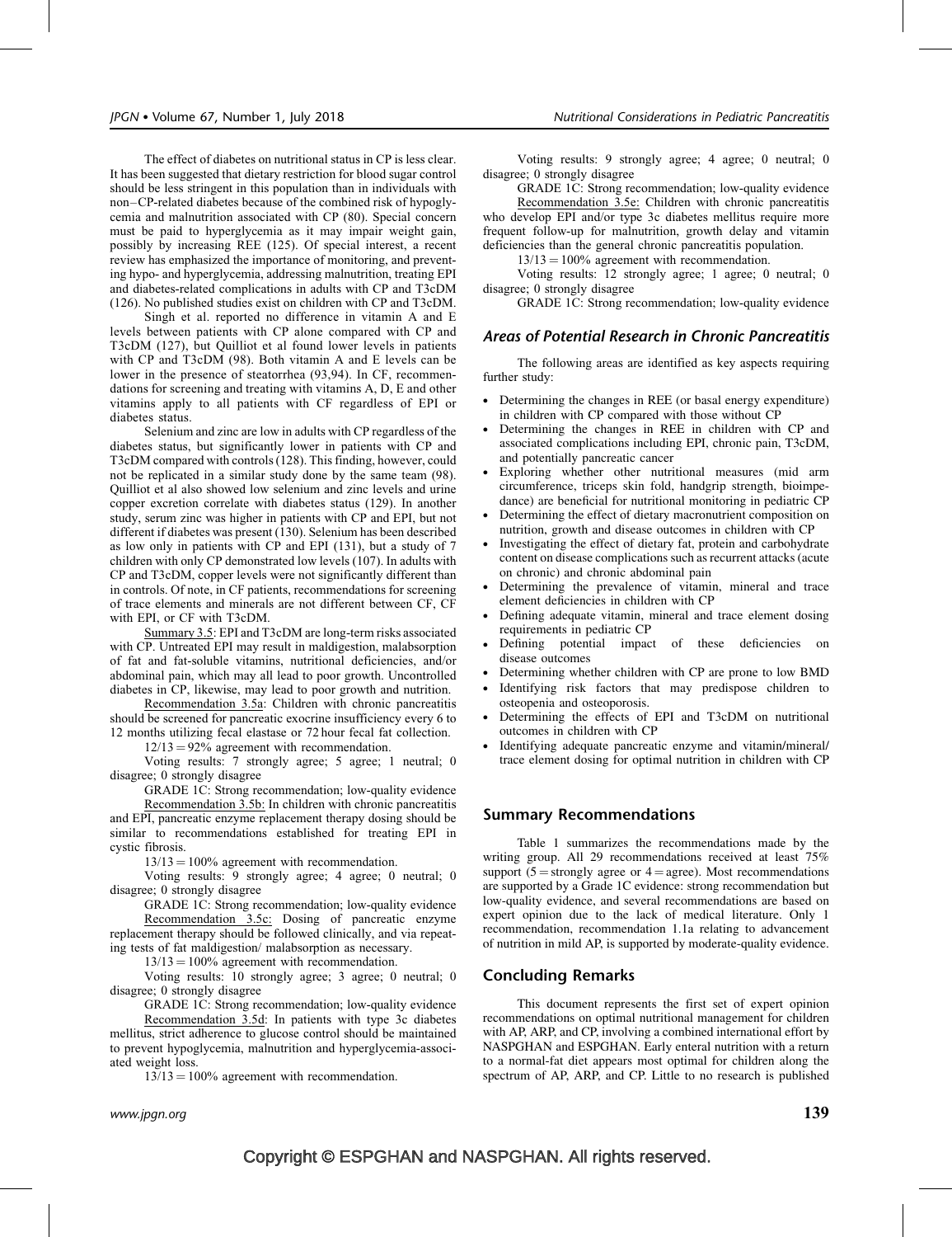The effect of diabetes on nutritional status in CP is less clear. It has been suggested that dietary restriction for blood sugar control should be less stringent in this population than in individuals with non–CP-related diabetes because of the combined risk of hypoglycemia and malnutrition associated with CP (80). Special concern must be paid to hyperglycemia as it may impair weight gain, possibly by increasing REE (125). Of special interest, a recent review has emphasized the importance of monitoring, and preventing hypo- and hyperglycemia, addressing malnutrition, treating EPI and diabetes-related complications in adults with CP and T3cDM (126). No published studies exist on children with CP and T3cDM.

Singh et al. reported no difference in vitamin A and E levels between patients with CP alone compared with CP and T3cDM (127), but Quilliot et al found lower levels in patients with CP and T3cDM (98). Both vitamin A and E levels can be lower in the presence of steatorrhea (93,94). In CF, recommendations for screening and treating with vitamins A, D, E and other vitamins apply to all patients with CF regardless of EPI or diabetes status.

Selenium and zinc are low in adults with CP regardless of the diabetes status, but significantly lower in patients with CP and T3cDM compared with controls (128). This finding, however, could not be replicated in a similar study done by the same team (98). Quilliot et al also showed low selenium and zinc levels and urine copper excretion correlate with diabetes status (129). In another study, serum zinc was higher in patients with CP and EPI, but not different if diabetes was present (130). Selenium has been described as low only in patients with CP and EPI (131), but a study of 7 children with only CP demonstrated low levels (107). In adults with CP and T3cDM, copper levels were not significantly different than in controls. Of note, in CF patients, recommendations for screening of trace elements and minerals are not different between CF, CF with EPI, or CF with T3cDM.

Summary 3.5: EPI and T3cDM are long-term risks associated with CP. Untreated EPI may result in maldigestion, malabsorption of fat and fat-soluble vitamins, nutritional deficiencies, and/or abdominal pain, which may all lead to poor growth. Uncontrolled diabetes in CP, likewise, may lead to poor growth and nutrition.

Recommendation 3.5a: Children with chronic pancreatitis should be screened for pancreatic exocrine insufficiency every 6 to 12 months utilizing fecal elastase or 72 hour fecal fat collection.

12/13 = 92% agreement with recommendation.

Voting results: 7 strongly agree; 5 agree; 1 neutral; 0 disagree; 0 strongly disagree

GRADE 1C: Strong recommendation; low-quality evidence

Recommendation 3.5b: In children with chronic pancreatitis and EPI, pancreatic enzyme replacement therapy dosing should be similar to recommendations established for treating EPI in cystic fibrosis.

13/13 = 100% agreement with recommendation.

Voting results: 9 strongly agree; 4 agree; 0 neutral; 0 disagree; 0 strongly disagree

GRADE 1C: Strong recommendation; low-quality evidence

Recommendation 3.5c: Dosing of pancreatic enzyme replacement therapy should be followed clinically, and via repeating tests of fat maldigestion/ malabsorption as necessary.

13/13 = 100% agreement with recommendation.

Voting results: 10 strongly agree; 3 agree; 0 neutral; 0 disagree; 0 strongly disagree

GRADE 1C: Strong recommendation; low-quality evidence

Recommendation 3.5d: In patients with type 3c diabetes mellitus, strict adherence to glucose control should be maintained to prevent hypoglycemia, malnutrition and hyperglycemia-associated weight loss.

13/13 = 100% agreement with recommendation.

Voting results: 9 strongly agree; 4 agree; 0 neutral; 0 disagree; 0 strongly disagree

GRADE 1C: Strong recommendation; low-quality evidence

Recommendation 3.5e: Children with chronic pancreatitis who develop EPI and/or type 3c diabetes mellitus require more frequent follow-up for malnutrition, growth delay and vitamin deficiencies than the general chronic pancreatitis population.

13/13 = 100% agreement with recommendation.

Voting results: 12 strongly agree; 1 agree; 0 neutral; 0 disagree; 0 strongly disagree

GRADE 1C: Strong recommendation; low-quality evidence

### *Areas of Potential Research in Chronic Pancreatitis*

The following areas are identified as key aspects requiring further study:

- Determining the changes in REE (or basal energy expenditure) in children with CP compared with those without CP
- Determining the changes in REE in children with CP and associated complications including EPI, chronic pain, T3cDM, and potentially pancreatic cancer
- Exploring whether other nutritional measures (mid arm circumference, triceps skin fold, handgrip strength, bioimpedance) are beneficial for nutritional monitoring in pediatric CP
- Determining the effect of dietary macronutrient composition on nutrition, growth and disease outcomes in children with CP
- Investigating the effect of dietary fat, protein and carbohydrate content on disease complications such as recurrent attacks (acute on chronic) and chronic abdominal pain
- Determining the prevalence of vitamin, mineral and trace element deficiencies in children with CP
- Defining adequate vitamin, mineral and trace element dosing requirements in pediatric CP
- Defining potential impact of these deficiencies on disease outcomes
- Determining whether children with CP are prone to low BMD
- Identifying risk factors that may predispose children to osteopenia and osteoporosis.
- Determining the effects of EPI and T3cDM on nutritional outcomes in children with CP
- Identifying adequate pancreatic enzyme and vitamin/mineral/trace element dosing for optimal nutrition in children with CP

## Summary Recommendations

Table 1 summarizes the recommendations made by the writing group. All 29 recommendations received at least 75% support (5 = strongly agree or 4 = agree). Most recommendations are supported by a Grade 1C evidence: strong recommendation but low-quality evidence, and several recommendations are based on expert opinion due to the lack of medical literature. Only 1 recommendation, recommendation 1.1a relating to advancement of nutrition in mild AP, is supported by moderate-quality evidence.

## Concluding Remarks

This document represents the first set of expert opinion recommendations on optimal nutritional management for children with AP, ARP, and CP, involving a combined international effort by NASPGHAN and ESPGHAN. Early enteral nutrition with a return to a normal-fat diet appears most optimal for children along the spectrum of AP, ARP, and CP. Little to no research is published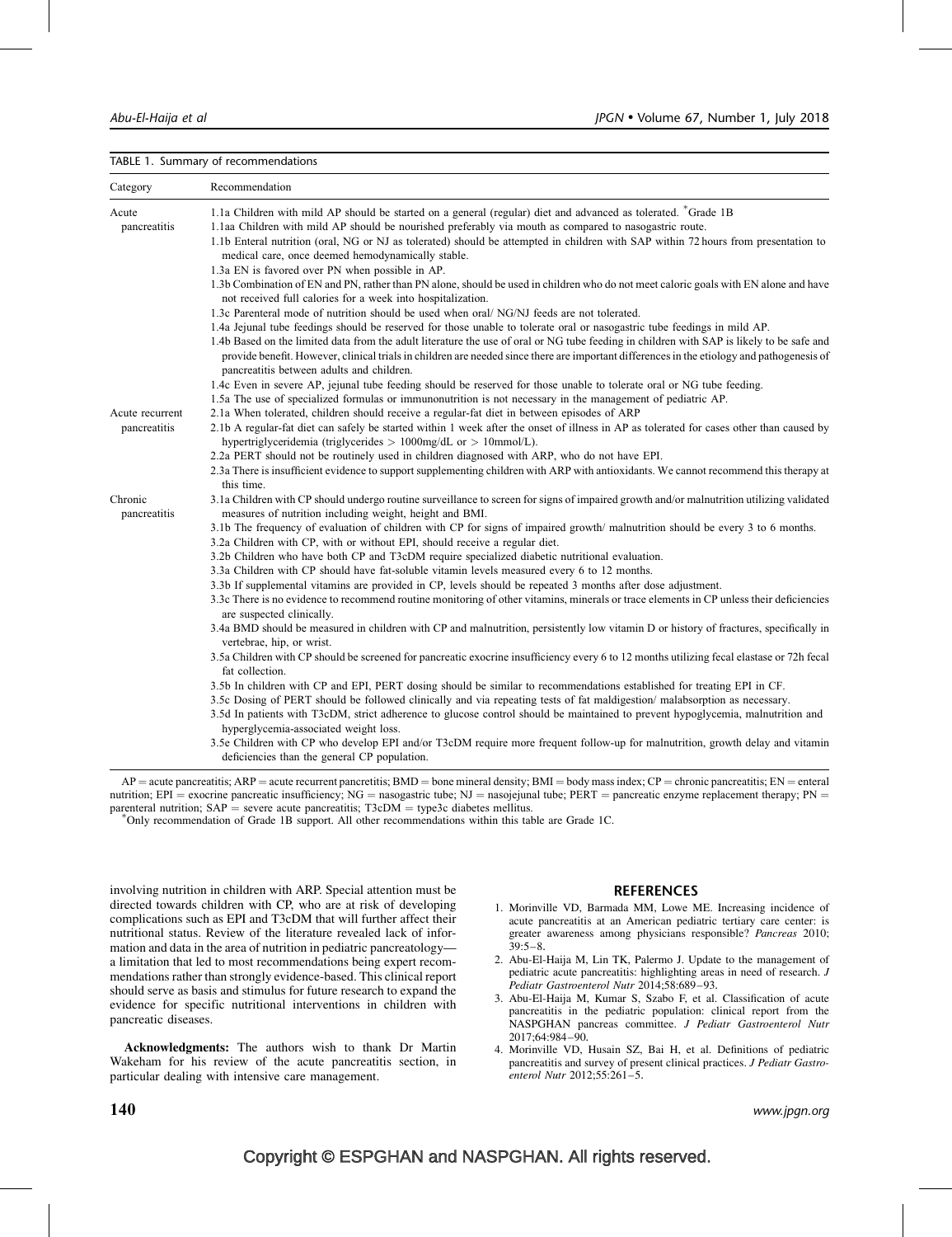TABLE 1. Summary of recommendations

| Category | Recommendation |
|---|---|
| Acute pancreatitis | 1.1a Children with mild AP should be started on a general (regular) diet and advanced as tolerated. [*]Grade 1B |
| | 1.1aa Children with mild AP should be nourished preferably via mouth as compared to nasogastric route. |
| | 1.1b Enteral nutrition (oral, NG or NJ as tolerated) should be attempted in children with SAP within 72 hours from presentation to medical care, once deemed hemodynamically stable. |
| | 1.3a EN is favored over PN when possible in AP. |
| | 1.3b Combination of EN and PN, rather than PN alone, should be used in children who do not meet caloric goals with EN alone and have not received full calories for a week into hospitalization. |
| | 1.3c Parenteral mode of nutrition should be used when oral/ NG/NJ feeds are not tolerated. |
| | 1.4a Jejunal tube feedings should be reserved for those unable to tolerate oral or nasogastric tube feedings in mild AP. |
| | 1.4b Based on the limited data from the adult literature the use of oral or NG tube feeding in children with SAP is likely to be safe and provide benefit. However, clinical trials in children are needed since there are important differences in the etiology and pathogenesis of pancreatitis between adults and children. |
| | 1.4c Even in severe AP, jejunal tube feeding should be reserved for those unable to tolerate oral or NG tube feeding. |
| | 1.5a The use of specialized formulas or immunonutrition is not necessary in the management of pediatric AP. |
| Acute recurrent pancreatitis | 2.1a When tolerated, children should receive a regular-fat diet in between episodes of ARP |
| | 2.1b A regular-fat diet can safely be started within 1 week after the onset of illness in AP as tolerated for cases other than caused by hypertriglyceridemia (triglycerides > 1000mg/dL or > 10mmol/L). |
| | 2.2a PERT should not be routinely used in children diagnosed with ARP, who do not have EPI. |
| | 2.3a There is insufficient evidence to support supplementing children with ARP with antioxidants. We cannot recommend this therapy at this time. |
| Chronic pancreatitis | 3.1a Children with CP should undergo routine surveillance to screen for signs of impaired growth and/or malnutrition utilizing validated measures of nutrition including weight, height and BMI. |
| | 3.1b The frequency of evaluation of children with CP for signs of impaired growth/ malnutrition should be every 3 to 6 months. |
| | 3.2a Children with CP, with or without EPI, should receive a regular diet. |
| | 3.2b Children who have both CP and T3cDM require specialized diabetic nutritional evaluation. |
| | 3.3a Children with CP should have fat-soluble vitamin levels measured every 6 to 12 months. |
| | 3.3b If supplemental vitamins are provided in CP, levels should be repeated 3 months after dose adjustment. |
| | 3.3c There is no evidence to recommend routine monitoring of other vitamins, minerals or trace elements in CP unless their deficiencies are suspected clinically. |
| | 3.4a BMD should be measured in children with CP and malnutrition, persistently low vitamin D or history of fractures, specifically in vertebrae, hip, or wrist. |
| | 3.5a Children with CP should be screened for pancreatic exocrine insufficiency every 6 to 12 months utilizing fecal elastase or 72h fecal fat collection. |
| | 3.5b In children with CP and EPI, PERT dosing should be similar to recommendations established for treating EPI in CF. |
| | 3.5c Dosing of PERT should be followed clinically and via repeating tests of fat maldigestion/ malabsorption as necessary. |
| | 3.5d In patients with T3cDM, strict adherence to glucose control should be maintained to prevent hypoglycemia, malnutrition and hyperglycemia-associated weight loss. |
| | 3.5e Children with CP who develop EPI and/or T3cDM require more frequent follow-up for malnutrition, growth delay and vitamin deficiencies than the general CP population. |

AP = acute pancreatitis; ARP = acute recurrent pancretitis; BMD = bone mineral density; BMI = body mass index; CP = chronic pancreatitis; EN = enteral nutrition; EPI = exocrine pancreatic insufficiency; NG = nasogastric tube; NJ = nasojejunal tube; PERT = pancreatic enzyme replacement therapy; PN = parenteral nutrition; SAP = severe acute pancreatitis; T3cDM = type3c diabetes mellitus.
[*]Only recommendation of Grade 1B support. All other recommendations within this table are Grade 1C.

involving nutrition in children with ARP. Special attention must be directed towards children with CP, who are at risk of developing complications such as EPI and T3cDM that will further affect their nutritional status. Review of the literature revealed lack of information and data in the area of nutrition in pediatric pancreatology—a limitation that led to most recommendations being expert recommendations rather than strongly evidence-based. This clinical report should serve as basis and stimulus for future research to expand the evidence for specific nutritional interventions in children with pancreatic diseases.

**Acknowledgments:** The authors wish to thank Dr Martin Wakeham for his review of the acute pancreatitis section, in particular dealing with intensive care management.

## REFERENCES

1. Morinville VD, Barmada MM, Lowe ME. Increasing incidence of acute pancreatitis at an American pediatric tertiary care center: is greater awareness among physicians responsible? *Pancreas* 2010; 39:5–8.
2. Abu-El-Haija M, Lin TK, Palermo J. Update to the management of pediatric acute pancreatitis: highlighting areas in need of research. *J Pediatr Gastroenterol Nutr* 2014;58:689–93.
3. Abu-El-Haija M, Kumar S, Szabo F, et al. Classification of acute pancreatitis in the pediatric population: clinical report from the NASPGHAN pancreas committee. *J Pediatr Gastroenterol Nutr* 2017;64:984–90.
4. Morinville VD, Husain SZ, Bai H, et al. Definitions of pediatric pancreatitis and survey of present clinical practices. *J Pediatr Gastroenterol Nutr* 2012;55:261–5.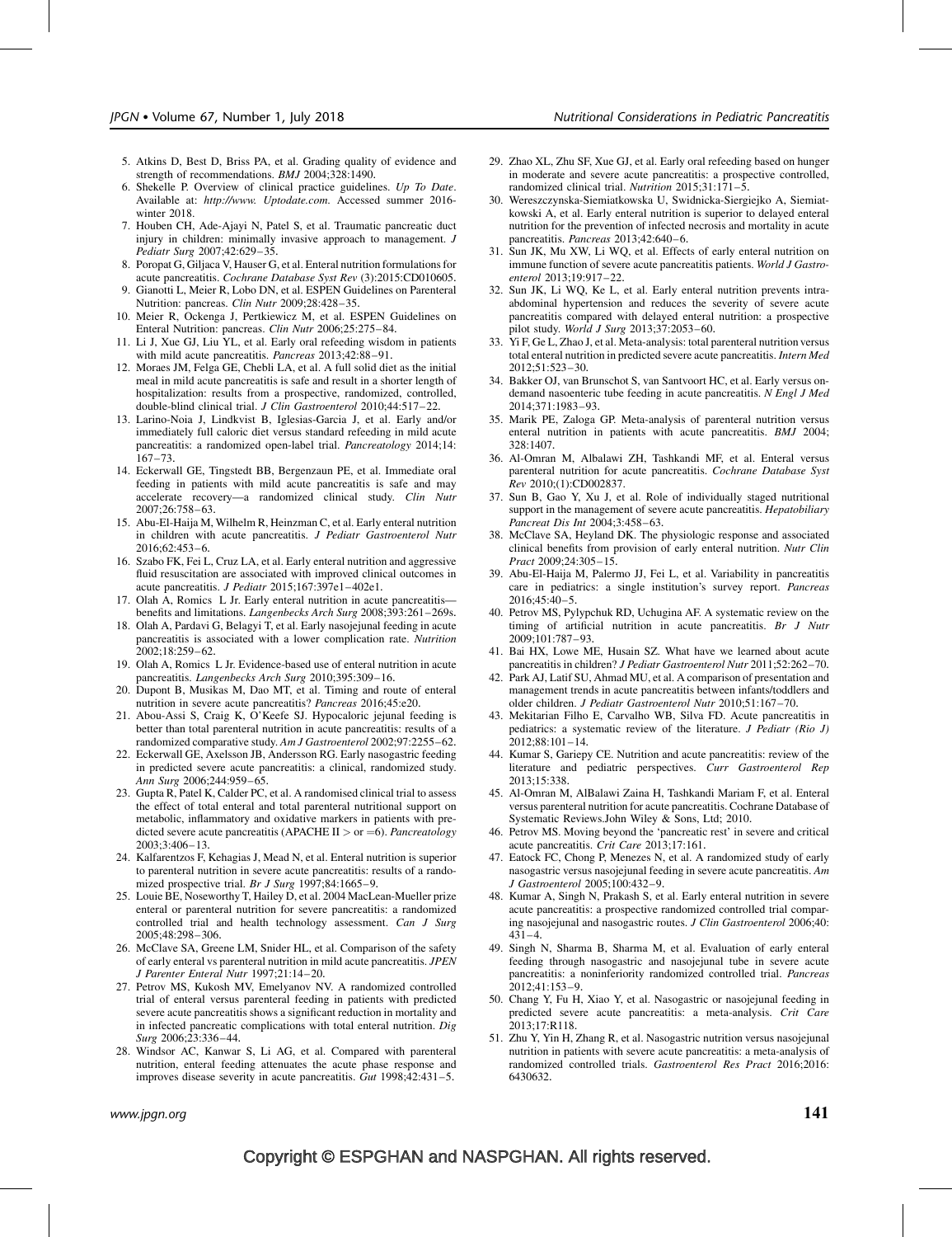5. Atkins D, Best D, Briss PA, et al. Grading quality of evidence and strength of recommendations. *BMJ* 2004;328:1490.
6. Shekelle P. Overview of clinical practice guidelines. *Up To Date*. Available at: *http://www. Uptodate.com*. Accessed summer 2016-winter 2018.
7. Houben CH, Ade-Ajayi N, Patel S, et al. Traumatic pancreatic duct injury in children: minimally invasive approach to management. *J Pediatr Surg* 2007;42:629–35.
8. Poropat G, Giljaca V, Hauser G, et al. Enteral nutrition formulations for acute pancreatitis. *Cochrane Database Syst Rev* (3):2015:CD010605.
9. Gianotti L, Meier R, Lobo DN, et al. ESPEN Guidelines on Parenteral Nutrition: pancreas. *Clin Nutr* 2009;28:428–35.
10. Meier R, Ockenga J, Pertkiewicz M, et al. ESPEN Guidelines on Enteral Nutrition: pancreas. *Clin Nutr* 2006;25:275–84.
11. Li J, Xue GJ, Liu YL, et al. Early oral refeeding wisdom in patients with mild acute pancreatitis. *Pancreas* 2013;42:88–91.
12. Moraes JM, Felga GE, Chebli LA, et al. A full solid diet as the initial meal in mild acute pancreatitis is safe and result in a shorter length of hospitalization: results from a prospective, randomized, controlled, double-blind clinical trial. *J Clin Gastroenterol* 2010;44:517–22.
13. Larino-Noia J, Lindkvist B, Iglesias-Garcia J, et al. Early and/or immediately full caloric diet versus standard refeeding in mild acute pancreatitis: a randomized open-label trial. *Pancreatology* 2014;14: 167–73.
14. Eckerwall GE, Tingstedt BB, Bergenzaun PE, et al. Immediate oral feeding in patients with mild acute pancreatitis is safe and may accelerate recovery—a randomized clinical study. *Clin Nutr* 2007;26:758–63.
15. Abu-El-Haija M, Wilhelm R, Heinzman C, et al. Early enteral nutrition in children with acute pancreatitis. *J Pediatr Gastroenterol Nutr* 2016;62:453–6.
16. Szabo FK, Fei L, Cruz LA, et al. Early enteral nutrition and aggressive fluid resuscitation are associated with improved clinical outcomes in acute pancreatitis. *J Pediatr* 2015;167:397e1–402e1.
17. Olah A, Romics L Jr. Early enteral nutrition in acute pancreatitis—benefits and limitations. *Langenbecks Arch Surg* 2008;393:261–269s.
18. Olah A, Pardavi G, Belagyi T, et al. Early nasojejunal feeding in acute pancreatitis is associated with a lower complication rate. *Nutrition* 2002;18:259–62.
19. Olah A, Romics L Jr. Evidence-based use of enteral nutrition in acute pancreatitis. *Langenbecks Arch Surg* 2010;395:309–16.
20. Dupont B, Musikas M, Dao MT, et al. Timing and route of enteral nutrition in severe acute pancreatitis? *Pancreas* 2016;45:e20.
21. Abou-Assi S, Craig K, O'Keefe SJ. Hypocaloric jejunal feeding is better than total parenteral nutrition in acute pancreatitis: results of a randomized comparative study. *Am J Gastroenterol* 2002;97:2255–62.
22. Eckerwall GE, Axelsson JB, Andersson RG. Early nasogastric feeding in predicted severe acute pancreatitis: a clinical, randomized study. *Ann Surg* 2006;244:959–65.
23. Gupta R, Patel K, Calder PC, et al. A randomised clinical trial to assess the effect of total enteral and total parenteral nutritional support on metabolic, inflammatory and oxidative markers in patients with predicted severe acute pancreatitis (APACHE II > or =6). *Pancreatology* 2003;3:406–13.
24. Kalfarentzos F, Kehagias J, Mead N, et al. Enteral nutrition is superior to parenteral nutrition in severe acute pancreatitis: results of a randomized prospective trial. *Br J Surg* 1997;84:1665–9.
25. Louie BE, Noseworthy T, Hailey D, et al. 2004 MacLean-Mueller prize enteral or parenteral nutrition for severe pancreatitis: a randomized controlled trial and health technology assessment. *Can J Surg* 2005;48:298–306.
26. McClave SA, Greene LM, Snider HL, et al. Comparison of the safety of early enteral vs parenteral nutrition in mild acute pancreatitis. *JPEN J Parenter Enteral Nutr* 1997;21:14–20.
27. Petrov MS, Kukosh MV, Emelyanov NV. A randomized controlled trial of enteral versus parenteral feeding in patients with predicted severe acute pancreatitis shows a significant reduction in mortality and in infected pancreatic complications with total enteral nutrition. *Dig Surg* 2006;23:336–44.
28. Windsor AC, Kanwar S, Li AG, et al. Compared with parenteral nutrition, enteral feeding attenuates the acute phase response and improves disease severity in acute pancreatitis. *Gut* 1998;42:431–5.
29. Zhao XL, Zhu SF, Xue GJ, et al. Early oral refeeding based on hunger in moderate and severe acute pancreatitis: a prospective controlled, randomized clinical trial. *Nutrition* 2015;31:171–5.
30. Wereszczynska-Siemiatkowska U, Swidnicka-Siergiejko A, Siemiatkowski A, et al. Early enteral nutrition is superior to delayed enteral nutrition for the prevention of infected necrosis and mortality in acute pancreatitis. *Pancreas* 2013;42:640–6.
31. Sun JK, Mu XW, Li WQ, et al. Effects of early enteral nutrition on immune function of severe acute pancreatitis patients. *World J Gastroenterol* 2013;19:917–22.
32. Sun JK, Li WQ, Ke L, et al. Early enteral nutrition prevents intra-abdominal hypertension and reduces the severity of severe acute pancreatitis compared with delayed enteral nutrition: a prospective pilot study. *World J Surg* 2013;37:2053–60.
33. Yi F, Ge L, Zhao J, et al. Meta-analysis: total parenteral nutrition versus total enteral nutrition in predicted severe acute pancreatitis. *Intern Med* 2012;51:523–30.
34. Bakker OJ, van Brunschot S, van Santvoort HC, et al. Early versus on-demand nasoenteric tube feeding in acute pancreatitis. *N Engl J Med* 2014;371:1983–93.
35. Marik PE, Zaloga GP. Meta-analysis of parenteral nutrition versus enteral nutrition in patients with acute pancreatitis. *BMJ* 2004; 328:1407.
36. Al-Omran M, Albalawi ZH, Tashkandi MF, et al. Enteral versus parenteral nutrition for acute pancreatitis. *Cochrane Database Syst Rev* 2010;(1):CD002837.
37. Sun B, Gao Y, Xu J, et al. Role of individually staged nutritional support in the management of severe acute pancreatitis. *Hepatobiliary Pancreat Dis Int* 2004;3:458–63.
38. McClave SA, Heyland DK. The physiologic response and associated clinical benefits from provision of early enteral nutrition. *Nutr Clin Pract* 2009;24:305–15.
39. Abu-El-Haija M, Palermo JJ, Fei L, et al. Variability in pancreatitis care in pediatrics: a single institution's survey report. *Pancreas* 2016;45:40–5.
40. Petrov MS, Pylypchuk RD, Uchugina AF. A systematic review on the timing of artificial nutrition in acute pancreatitis. *Br J Nutr* 2009;101:787–93.
41. Bai HX, Lowe ME, Husain SZ. What have we learned about acute pancreatitis in children? *J Pediatr Gastroenterol Nutr* 2011;52:262–70.
42. Park AJ, Latif SU, Ahmad MU, et al. A comparison of presentation and management trends in acute pancreatitis between infants/toddlers and older children. *J Pediatr Gastroenterol Nutr* 2010;51:167–70.
43. Mekitarian Filho E, Carvalho WB, Silva FD. Acute pancreatitis in pediatrics: a systematic review of the literature. *J Pediatr (Rio J)* 2012;88:101–14.
44. Kumar S, Gariepy CE. Nutrition and acute pancreatitis: review of the literature and pediatric perspectives. *Curr Gastroenterol Rep* 2013;15:338.
45. Al-Omran M, AlBalawi Zaina H, Tashkandi Mariam F, et al. Enteral versus parenteral nutrition for acute pancreatitis. Cochrane Database of Systematic Reviews.John Wiley & Sons, Ltd; 2010.
46. Petrov MS. Moving beyond the 'pancreatic rest' in severe and critical acute pancreatitis. *Crit Care* 2013;17:161.
47. Eatock FC, Chong P, Menezes N, et al. A randomized study of early nasogastric versus nasojejunal feeding in severe acute pancreatitis. *Am J Gastroenterol* 2005;100:432–9.
48. Kumar A, Singh N, Prakash S, et al. Early enteral nutrition in severe acute pancreatitis: a prospective randomized controlled trial comparing nasojejunal and nasogastric routes. *J Clin Gastroenterol* 2006;40: 431–4.
49. Singh N, Sharma B, Sharma M, et al. Evaluation of early enteral feeding through nasogastric and nasojejunal tube in severe acute pancreatitis: a noninferiority randomized controlled trial. *Pancreas* 2012;41:153–9.
50. Chang Y, Fu H, Xiao Y, et al. Nasogastric or nasojejunal feeding in predicted severe acute pancreatitis: a meta-analysis. *Crit Care* 2013;17:R118.
51. Zhu Y, Yin H, Zhang R, et al. Nasogastric nutrition versus nasojejunal nutrition in patients with severe acute pancreatitis: a meta-analysis of randomized controlled trials. *Gastroenterol Res Pract* 2016;2016: 6430632.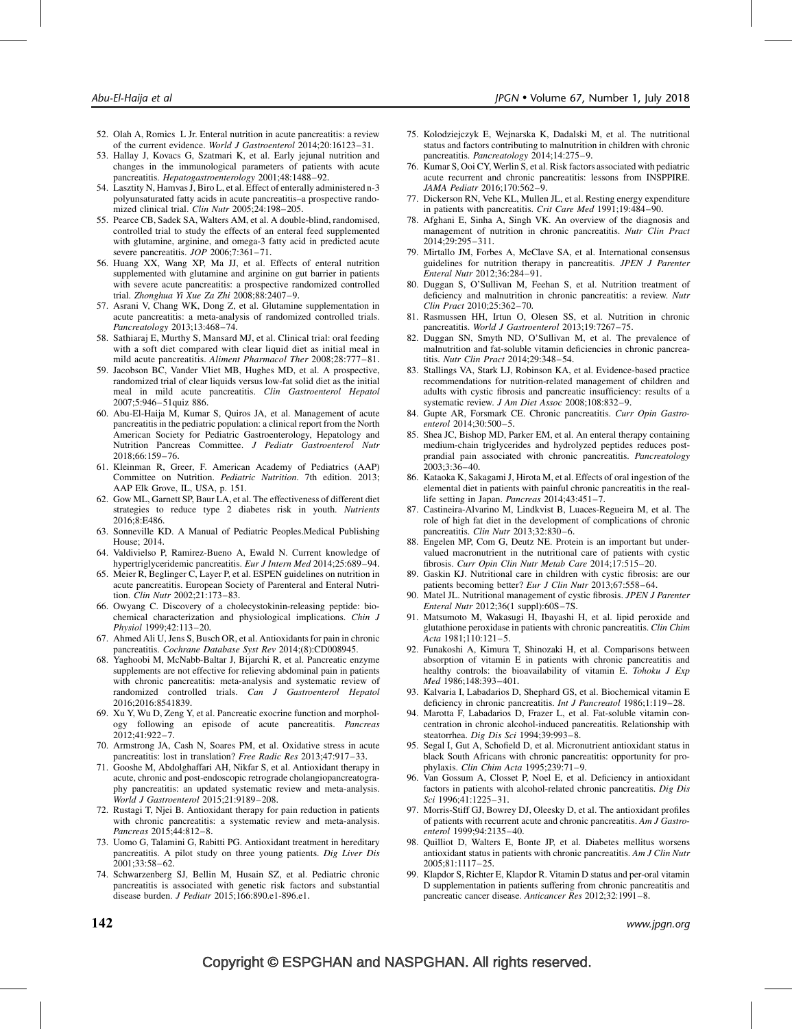52. Olah A, Romics L Jr. Enteral nutrition in acute pancreatitis: a review of the current evidence. *World J Gastroenterol* 2014;20:16123–31.
53. Hallay J, Kovacs G, Szatmari K, et al. Early jejunal nutrition and changes in the immunological parameters of patients with acute pancreatitis. *Hepatogastroenterology* 2001;48:1488–92.
54. Lasztity N, Hamvas J, Biro L, et al. Effect of enterally administered n-3 polyunsaturated fatty acids in acute pancreatitis–a prospective randomized clinical trial. *Clin Nutr* 2005;24:198–205.
55. Pearce CB, Sadek SA, Walters AM, et al. A double-blind, randomised, controlled trial to study the effects of an enteral feed supplemented with glutamine, arginine, and omega-3 fatty acid in predicted acute severe pancreatitis. *JOP* 2006;7:361–71.
56. Huang XX, Wang XP, Ma JJ, et al. Effects of enteral nutrition supplemented with glutamine and arginine on gut barrier in patients with severe acute pancreatitis: a prospective randomized controlled trial. *Zhonghua Yi Xue Za Zhi* 2008;88:2407–9.
57. Asrani V, Chang WK, Dong Z, et al. Glutamine supplementation in acute pancreatitis: a meta-analysis of randomized controlled trials. *Pancreatology* 2013;13:468–74.
58. Sathiaraj E, Murthy S, Mansard MJ, et al. Clinical trial: oral feeding with a soft diet compared with clear liquid diet as initial meal in mild acute pancreatitis. *Aliment Pharmacol Ther* 2008;28:777–81.
59. Jacobson BC, Vander Vliet MB, Hughes MD, et al. A prospective, randomized trial of clear liquids versus low-fat solid diet as the initial meal in mild acute pancreatitis. *Clin Gastroenterol Hepatol* 2007;5:946–51quiz 886.
60. Abu-El-Haija M, Kumar S, Quiros JA, et al. Management of acute pancreatitis in the pediatric population: a clinical report from the North American Society for Pediatric Gastroenterology, Hepatology and Nutrition Pancreas Committee. *J Pediatr Gastroenterol Nutr* 2018;66:159–76.
61. Kleinman R, Greer, F. American Academy of Pediatrics (AAP) Committee on Nutrition. *Pediatric Nutrition*. 7th edition. 2013; AAP Elk Grove, IL, USA, p. 151.
62. Gow ML, Garnett SP, Baur LA, et al. The effectiveness of different diet strategies to reduce type 2 diabetes risk in youth. *Nutrients* 2016;8:E486.
63. Sonneville KD. A Manual of Pediatric Peoples.Medical Publishing House; 2014.
64. Valdivielso P, Ramirez-Bueno A, Ewald N. Current knowledge of hypertriglyceridemic pancreatitis. *Eur J Intern Med* 2014;25:689–94.
65. Meier R, Beglinger C, Layer P, et al. ESPEN guidelines on nutrition in acute pancreatitis. European Society of Parenteral and Enteral Nutrition. *Clin Nutr* 2002;21:173–83.
66. Owyang C. Discovery of a cholecystokinin-releasing peptide: biochemical characterization and physiological implications. *Chin J Physiol* 1999;42:113–20.
67. Ahmed Ali U, Jens S, Busch OR, et al. Antioxidants for pain in chronic pancreatitis. *Cochrane Database Syst Rev* 2014;(8):CD008945.
68. Yaghoobi M, McNabb-Baltar J, Bijarchi R, et al. Pancreatic enzyme supplements are not effective for relieving abdominal pain in patients with chronic pancreatitis: meta-analysis and systematic review of randomized controlled trials. *Can J Gastroenterol Hepatol* 2016;2016:8541839.
69. Xu Y, Wu D, Zeng Y, et al. Pancreatic exocrine function and morphology following an episode of acute pancreatitis. *Pancreas* 2012;41:922–7.
70. Armstrong JA, Cash N, Soares PM, et al. Oxidative stress in acute pancreatitis: lost in translation? *Free Radic Res* 2013;47:917–33.
71. Gooshe M, Abdolghaffari AH, Nikfar S, et al. Antioxidant therapy in acute, chronic and post-endoscopic retrograde cholangiopancreatography pancreatitis: an updated systematic review and meta-analysis. *World J Gastroenterol* 2015;21:9189–208.
72. Rustagi T, Njei B. Antioxidant therapy for pain reduction in patients with chronic pancreatitis: a systematic review and meta-analysis. *Pancreas* 2015;44:812–8.
73. Uomo G, Talamini G, Rabitti PG. Antioxidant treatment in hereditary pancreatitis. A pilot study on three young patients. *Dig Liver Dis* 2001;33:58–62.
74. Schwarzenberg SJ, Bellin M, Husain SZ, et al. Pediatric chronic pancreatitis is associated with genetic risk factors and substantial disease burden. *J Pediatr* 2015;166:890.e1-896.e1.
75. Kolodziejczyk E, Wejnarska K, Dadalski M, et al. The nutritional status and factors contributing to malnutrition in children with chronic pancreatitis. *Pancreatology* 2014;14:275–9.
76. Kumar S, Ooi CY, Werlin S, et al. Risk factors associated with pediatric acute recurrent and chronic pancreatitis: lessons from INSPPIRE. *JAMA Pediatr* 2016;170:562–9.
77. Dickerson RN, Vehe KL, Mullen JL, et al. Resting energy expenditure in patients with pancreatitis. *Crit Care Med* 1991;19:484–90.
78. Afghani E, Sinha A, Singh VK. An overview of the diagnosis and management of nutrition in chronic pancreatitis. *Nutr Clin Pract* 2014;29:295–311.
79. Mirtallo JM, Forbes A, McClave SA, et al. International consensus guidelines for nutrition therapy in pancreatitis. *JPEN J Parenter Enteral Nutr* 2012;36:284–91.
80. Duggan S, O'Sullivan M, Feehan S, et al. Nutrition treatment of deficiency and malnutrition in chronic pancreatitis: a review. *Nutr Clin Pract* 2010;25:362–70.
81. Rasmussen HH, Irtun O, Olesen SS, et al. Nutrition in chronic pancreatitis. *World J Gastroenterol* 2013;19:7267–75.
82. Duggan SN, Smyth ND, O'Sullivan M, et al. The prevalence of malnutrition and fat-soluble vitamin deficiencies in chronic pancreatitis. *Nutr Clin Pract* 2014;29:348–54.
83. Stallings VA, Stark LJ, Robinson KA, et al. Evidence-based practice recommendations for nutrition-related management of children and adults with cystic fibrosis and pancreatic insufficiency: results of a systematic review. *J Am Diet Assoc* 2008;108:832–9.
84. Gupte AR, Forsmark CE. Chronic pancreatitis. *Curr Opin Gastroenterol* 2014;30:500–5.
85. Shea JC, Bishop MD, Parker EM, et al. An enteral therapy containing medium-chain triglycerides and hydrolyzed peptides reduces postprandial pain associated with chronic pancreatitis. *Pancreatology* 2003;3:36–40.
86. Kataoka K, Sakagami J, Hirota M, et al. Effects of oral ingestion of the elemental diet in patients with painful chronic pancreatitis in the real-life setting in Japan. *Pancreas* 2014;43:451–7.
87. Castineira-Alvarino M, Lindkvist B, Luaces-Regueira M, et al. The role of high fat diet in the development of complications of chronic pancreatitis. *Clin Nutr* 2013;32:830–6.
88. Engelen MP, Com G, Deutz NE. Protein is an important but undervalued macronutrient in the nutritional care of patients with cystic fibrosis. *Curr Opin Clin Nutr Metab Care* 2014;17:515–20.
89. Gaskin KJ. Nutritional care in children with cystic fibrosis: are our patients becoming better? *Eur J Clin Nutr* 2013;67:558–64.
90. Matel JL. Nutritional management of cystic fibrosis. *JPEN J Parenter Enteral Nutr* 2012;36(1 suppl):60S–7S.
91. Matsumoto M, Wakasugi H, Ibayashi H, et al. lipid peroxide and glutathione peroxidase in patients with chronic pancreatitis. *Clin Chim Acta* 1981;110:121–5.
92. Funakoshi A, Kimura T, Shinozaki H, et al. Comparisons between absorption of vitamin E in patients with chronic pancreatitis and healthy controls: the bioavailability of vitamin E. *Tohoku J Exp Med* 1986;148:393–401.
93. Kalvaria I, Labadarios D, Shephard GS, et al. Biochemical vitamin E deficiency in chronic pancreatitis. *Int J Pancreatol* 1986;1:119–28.
94. Marotta F, Labadarios D, Frazer L, et al. Fat-soluble vitamin concentration in chronic alcohol-induced pancreatitis. Relationship with steatorrhea. *Dig Dis Sci* 1994;39:993–8.
95. Segal I, Gut A, Schofield D, et al. Micronutrient antioxidant status in black South Africans with chronic pancreatitis: opportunity for prophylaxis. *Clin Chim Acta* 1995;239:71–9.
96. Van Gossum A, Closset P, Noel E, et al. Deficiency in antioxidant factors in patients with alcohol-related chronic pancreatitis. *Dig Dis Sci* 1996;41:1225–31.
97. Morris-Stiff GJ, Bowrey DJ, Oleesky D, et al. The antioxidant profiles of patients with recurrent acute and chronic pancreatitis. *Am J Gastroenterol* 1999;94:2135–40.
98. Quilliot D, Walters E, Bonte JP, et al. Diabetes mellitus worsens antioxidant status in patients with chronic pancreatitis. *Am J Clin Nutr* 2005;81:1117–25.
99. Klapdor S, Richter E, Klapdor R. Vitamin D status and per-oral vitamin D supplementation in patients suffering from chronic pancreatitis and pancreatic cancer disease. *Anticancer Res* 2012;32:1991–8.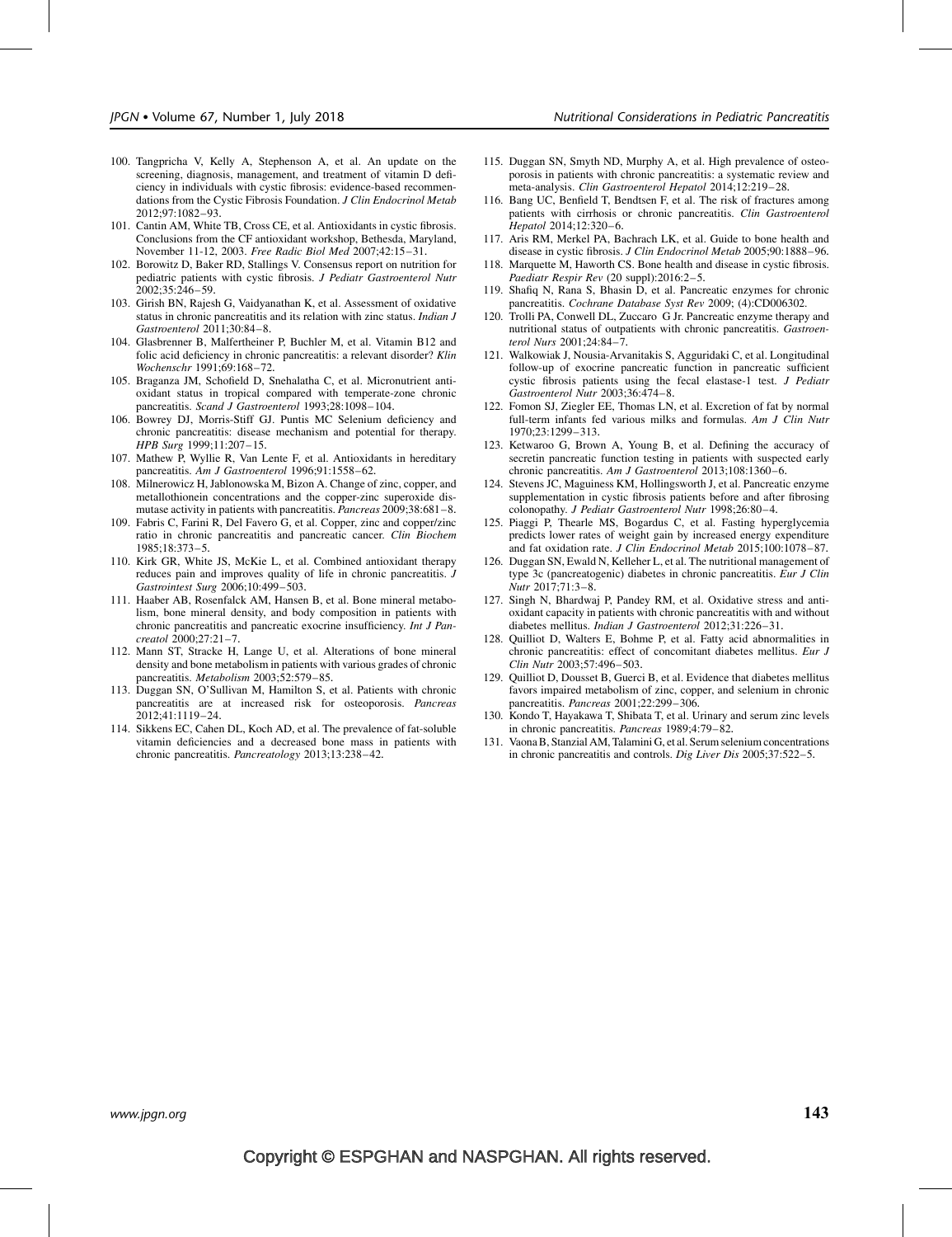100. Tangpricha V, Kelly A, Stephenson A, et al. An update on the screening, diagnosis, management, and treatment of vitamin D deficiency in individuals with cystic fibrosis: evidence-based recommendations from the Cystic Fibrosis Foundation. *J Clin Endocrinol Metab* 2012;97:1082–93.
101. Cantin AM, White TB, Cross CE, et al. Antioxidants in cystic fibrosis. Conclusions from the CF antioxidant workshop, Bethesda, Maryland, November 11-12, 2003. *Free Radic Biol Med* 2007;42:15–31.
102. Borowitz D, Baker RD, Stallings V. Consensus report on nutrition for pediatric patients with cystic fibrosis. *J Pediatr Gastroenterol Nutr* 2002;35:246–59.
103. Girish BN, Rajesh G, Vaidyanathan K, et al. Assessment of oxidative status in chronic pancreatitis and its relation with zinc status. *Indian J Gastroenterol* 2011;30:84–8.
104. Glasbrenner B, Malfertheiner P, Buchler M, et al. Vitamin B12 and folic acid deficiency in chronic pancreatitis: a relevant disorder? *Klin Wochenschr* 1991;69:168–72.
105. Braganza JM, Schofield D, Snehalatha C, et al. Micronutrient antioxidant status in tropical compared with temperate-zone chronic pancreatitis. *Scand J Gastroenterol* 1993;28:1098–104.
106. Bowrey DJ, Morris-Stiff GJ. Puntis MC Selenium deficiency and chronic pancreatitis: disease mechanism and potential for therapy. *HPB Surg* 1999;11:207–15.
107. Mathew P, Wyllie R, Van Lente F, et al. Antioxidants in hereditary pancreatitis. *Am J Gastroenterol* 1996;91:1558–62.
108. Milnerowicz H, Jablonowska M, Bizon A. Change of zinc, copper, and metallothionein concentrations and the copper-zinc superoxide dismutase activity in patients with pancreatitis. *Pancreas* 2009;38:681–8.
109. Fabris C, Farini R, Del Favero G, et al. Copper, zinc and copper/zinc ratio in chronic pancreatitis and pancreatic cancer. *Clin Biochem* 1985;18:373–5.
110. Kirk GR, White JS, McKie L, et al. Combined antioxidant therapy reduces pain and improves quality of life in chronic pancreatitis. *J Gastrointest Surg* 2006;10:499–503.
111. Haaber AB, Rosenfalck AM, Hansen B, et al. Bone mineral metabolism, bone mineral density, and body composition in patients with chronic pancreatitis and pancreatic exocrine insufficiency. *Int J Pancreatol* 2000;27:21–7.
112. Mann ST, Stracke H, Lange U, et al. Alterations of bone mineral density and bone metabolism in patients with various grades of chronic pancreatitis. *Metabolism* 2003;52:579–85.
113. Duggan SN, O'Sullivan M, Hamilton S, et al. Patients with chronic pancreatitis are at increased risk for osteoporosis. *Pancreas* 2012;41:1119–24.
114. Sikkens EC, Cahen DL, Koch AD, et al. The prevalence of fat-soluble vitamin deficiencies and a decreased bone mass in patients with chronic pancreatitis. *Pancreatology* 2013;13:238–42.
115. Duggan SN, Smyth ND, Murphy A, et al. High prevalence of osteoporosis in patients with chronic pancreatitis: a systematic review and meta-analysis. *Clin Gastroenterol Hepatol* 2014;12:219–28.
116. Bang UC, Benfield T, Bendtsen F, et al. The risk of fractures among patients with cirrhosis or chronic pancreatitis. *Clin Gastroenterol Hepatol* 2014;12:320–6.
117. Aris RM, Merkel PA, Bachrach LK, et al. Guide to bone health and disease in cystic fibrosis. *J Clin Endocrinol Metab* 2005;90:1888–96.
118. Marquette M, Haworth CS. Bone health and disease in cystic fibrosis. *Paediatr Respir Rev* (20 suppl):2016:2–5.
119. Shafiq N, Rana S, Bhasin D, et al. Pancreatic enzymes for chronic pancreatitis. *Cochrane Database Syst Rev* 2009; (4):CD006302.
120. Trolli PA, Conwell DL, Zuccaro G Jr. Pancreatic enzyme therapy and nutritional status of outpatients with chronic pancreatitis. *Gastroenterol Nurs* 2001;24:84–7.
121. Walkowiak J, Nousia-Arvanitakis S, Agguridaki C, et al. Longitudinal follow-up of exocrine pancreatic function in pancreatic sufficient cystic fibrosis patients using the fecal elastase-1 test. *J Pediatr Gastroenterol Nutr* 2003;36:474–8.
122. Fomon SJ, Ziegler EE, Thomas LN, et al. Excretion of fat by normal full-term infants fed various milks and formulas. *Am J Clin Nutr* 1970;23:1299–313.
123. Ketwaroo G, Brown A, Young B, et al. Defining the accuracy of secretin pancreatic function testing in patients with suspected early chronic pancreatitis. *Am J Gastroenterol* 2013;108:1360–6.
124. Stevens JC, Maguiness KM, Hollingsworth J, et al. Pancreatic enzyme supplementation in cystic fibrosis patients before and after fibrosing colonopathy. *J Pediatr Gastroenterol Nutr* 1998;26:80–4.
125. Piaggi P, Thearle MS, Bogardus C, et al. Fasting hyperglycemia predicts lower rates of weight gain by increased energy expenditure and fat oxidation rate. *J Clin Endocrinol Metab* 2015;100:1078–87.
126. Duggan SN, Ewald N, Kelleher L, et al. The nutritional management of type 3c (pancreatogenic) diabetes in chronic pancreatitis. *Eur J Clin Nutr* 2017;71:3–8.
127. Singh N, Bhardwaj P, Pandey RM, et al. Oxidative stress and antioxidant capacity in patients with chronic pancreatitis with and without diabetes mellitus. *Indian J Gastroenterol* 2012;31:226–31.
128. Quilliot D, Walters E, Bohme P, et al. Fatty acid abnormalities in chronic pancreatitis: effect of concomitant diabetes mellitus. *Eur J Clin Nutr* 2003;57:496–503.
129. Quilliot D, Dousset B, Guerci B, et al. Evidence that diabetes mellitus favors impaired metabolism of zinc, copper, and selenium in chronic pancreatitis. *Pancreas* 2001;22:299–306.
130. Kondo T, Hayakawa T, Shibata T, et al. Urinary and serum zinc levels in chronic pancreatitis. *Pancreas* 1989;4:79–82.
131. Vaona B, Stanzial AM, Talamini G, et al. Serum selenium concentrations in chronic pancreatitis and controls. *Dig Liver Dis* 2005;37:522–5.